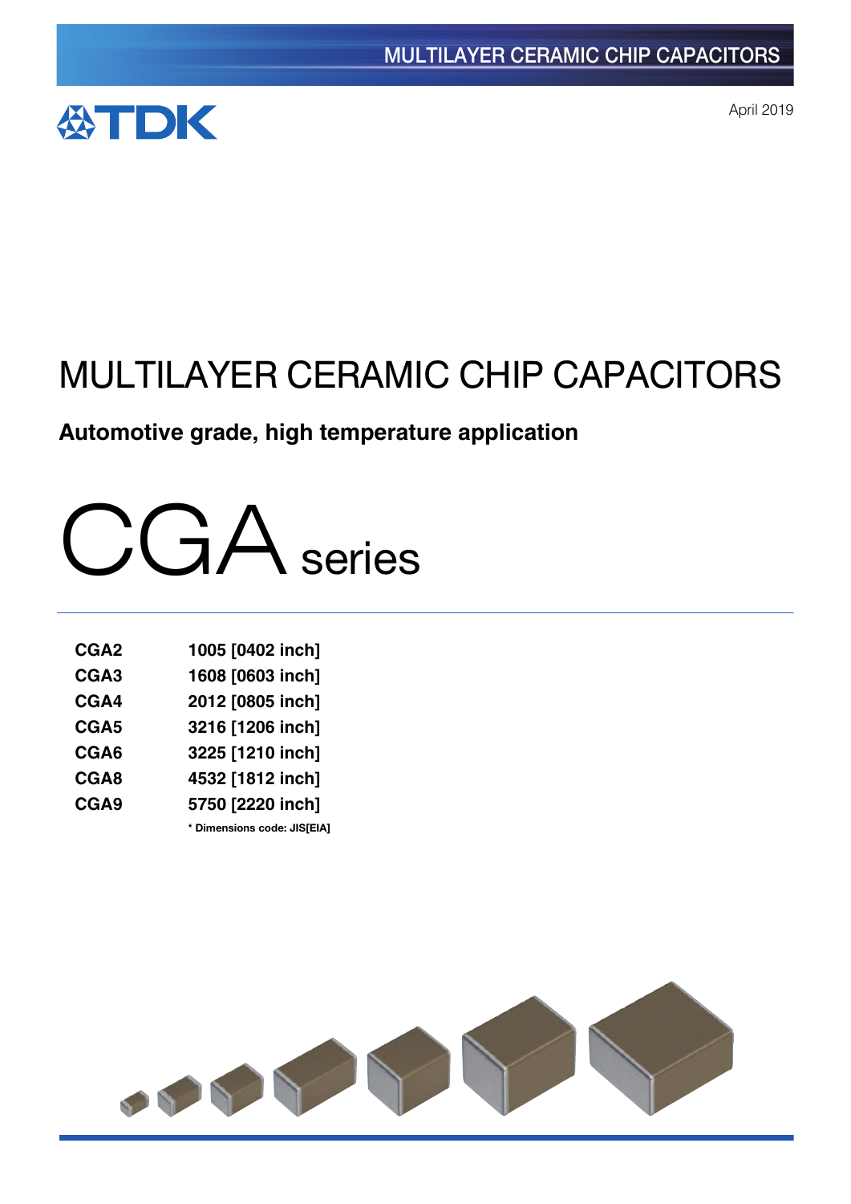MULTILAYER CERAMIC CHIP CAPACITORS

TDK

April 2019

# MULTILAYER CERAMIC CHIP CAPACITORS

**Automotive grade, high temperature application**

# CGA series

| | |
|---|---|
| **CGA2** | **1005 [0402 inch]** |
| **CGA3** | **1608 [0603 inch]** |
| **CGA4** | **2012 [0805 inch]** |
| **CGA5** | **3216 [1206 inch]** |
| **CGA6** | **3225 [1210 inch]** |
| **CGA8** | **4532 [1812 inch]** |
| **CGA9** | **5750 [2220 inch]** |

**\* Dimensions code: JIS[EIA]**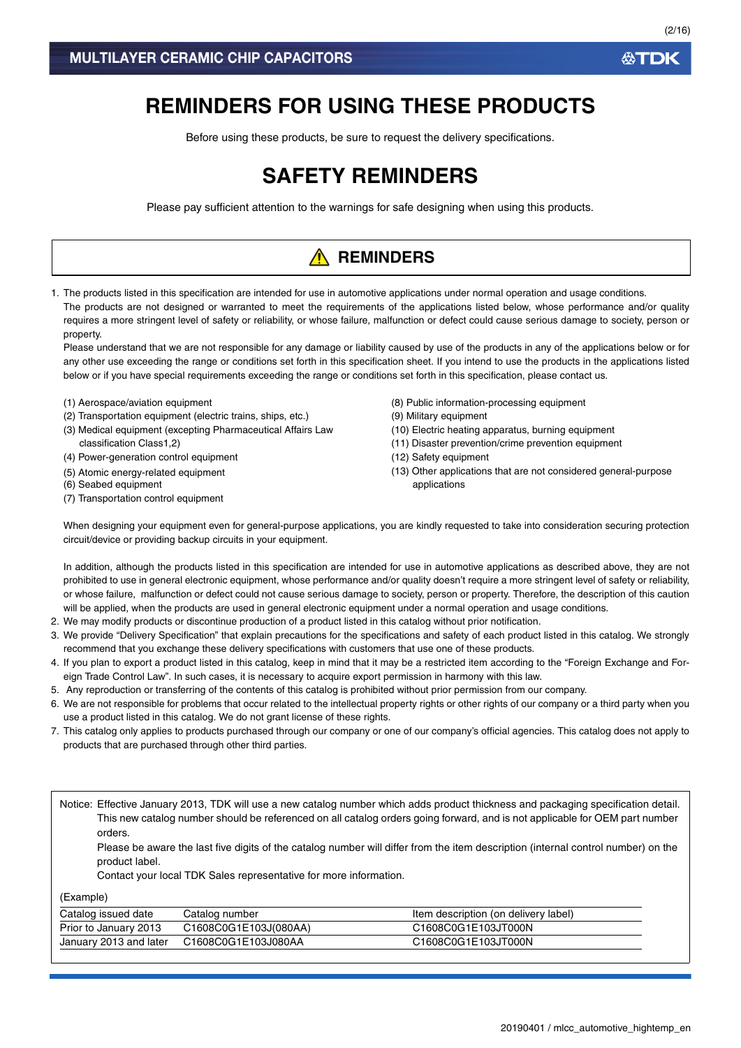# REMINDERS FOR USING THESE PRODUCTS

Before using these products, be sure to request the delivery specifications.

# SAFETY REMINDERS

Please pay sufficient attention to the warnings for safe designing when using this products.

## ⚠ REMINDERS

1. The products listed in this specification are intended for use in automotive applications under normal operation and usage conditions.
   The products are not designed or warranted to meet the requirements of the applications listed below, whose performance and/or quality requires a more stringent level of safety or reliability, or whose failure, malfunction or defect could cause serious damage to society, person or property.
   Please understand that we are not responsible for any damage or liability caused by use of the products in any of the applications below or for any other use exceeding the range or conditions set forth in this specification sheet. If you intend to use the products in the applications listed below or if you have special requirements exceeding the range or conditions set forth in this specification, please contact us.

   (1) Aerospace/aviation equipment
   (2) Transportation equipment (electric trains, ships, etc.)
   (3) Medical equipment (excepting Pharmaceutical Affairs Law classification Class1,2)
   (4) Power-generation control equipment
   (5) Atomic energy-related equipment
   (6) Seabed equipment
   (7) Transportation control equipment
   (8) Public information-processing equipment
   (9) Military equipment
   (10) Electric heating apparatus, burning equipment
   (11) Disaster prevention/crime prevention equipment
   (12) Safety equipment
   (13) Other applications that are not considered general-purpose applications

   When designing your equipment even for general-purpose applications, you are kindly requested to take into consideration securing protection circuit/device or providing backup circuits in your equipment.

   In addition, although the products listed in this specification are intended for use in automotive applications as described above, they are not prohibited to use in general electronic equipment, whose performance and/or quality doesn't require a more stringent level of safety or reliability, or whose failure, malfunction or defect could not cause serious damage to society, person or property. Therefore, the description of this caution will be applied, when the products are used in general electronic equipment under a normal operation and usage conditions.
2. We may modify products or discontinue production of a product listed in this catalog without prior notification.
3. We provide "Delivery Specification" that explain precautions for the specifications and safety of each product listed in this catalog. We strongly recommend that you exchange these delivery specifications with customers that use one of these products.
4. If you plan to export a product listed in this catalog, keep in mind that it may be a restricted item according to the "Foreign Exchange and Foreign Trade Control Law". In such cases, it is necessary to acquire export permission in harmony with this law.
5. Any reproduction or transferring of the contents of this catalog is prohibited without prior permission from our company.
6. We are not responsible for problems that occur related to the intellectual property rights or other rights of our company or a third party when you use a product listed in this catalog. We do not grant license of these rights.
7. This catalog only applies to products purchased through our company or one of our company's official agencies. This catalog does not apply to products that are purchased through other third parties.

Notice: Effective January 2013, TDK will use a new catalog number which adds product thickness and packaging specification detail. This new catalog number should be referenced on all catalog orders going forward, and is not applicable for OEM part number orders.
Please be aware the last five digits of the catalog number will differ from the item description (internal control number) on the product label.
Contact your local TDK Sales representative for more information.

(Example)

| Catalog issued date | Catalog number | Item description (on delivery label) |
|---|---|---|
| Prior to January 2013 | C1608C0G1E103J(080AA) | C1608C0G1E103JT000N |
| January 2013 and later | C1608C0G1E103J080AA | C1608C0G1E103JT000N |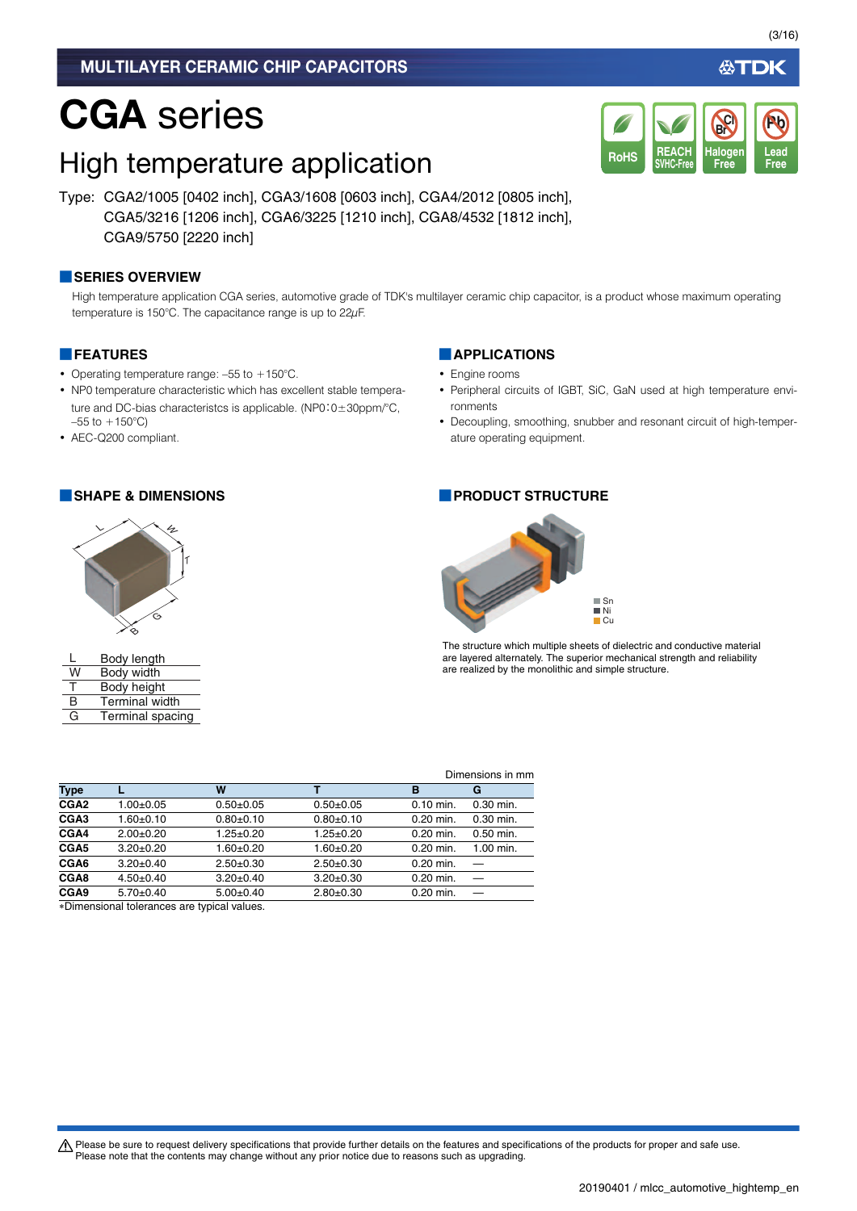# CGA series

## High temperature application

Type: CGA2/1005 [0402 inch], CGA3/1608 [0603 inch], CGA4/2012 [0805 inch], CGA5/3216 [1206 inch], CGA6/3225 [1210 inch], CGA8/4532 [1812 inch], CGA9/5750 [2220 inch]

### SERIES OVERVIEW

High temperature application CGA series, automotive grade of TDK's multilayer ceramic chip capacitor, is a product whose maximum operating temperature is 150°C. The capacitance range is up to 22μF.

### FEATURES

- Operating temperature range: –55 to +150°C.
- NP0 temperature characteristic which has excellent stable temperature and DC-bias characteristcs is applicable. (NP0：0±30ppm/°C, –55 to +150°C)
- AEC-Q200 compliant.

### APPLICATIONS

- Engine rooms
- Peripheral circuits of IGBT, SiC, GaN used at high temperature environments
- Decoupling, smoothing, snubber and resonant circuit of high-temperature operating equipment.

### SHAPE & DIMENSIONS

| | |
|---|---|
| L | Body length |
| W | Body width |
| T | Body height |
| B | Terminal width |
| G | Terminal spacing |

### PRODUCT STRUCTURE

Sn
Ni
Cu

The structure which multiple sheets of dielectric and conductive material are layered alternately. The superior mechanical strength and reliability are realized by the monolithic and simple structure.

Dimensions in mm

| Type | L | W | T | B | G |
|---|---|---|---|---|---|
| CGA2 | 1.00±0.05 | 0.50±0.05 | 0.50±0.05 | 0.10 min. | 0.30 min. |
| CGA3 | 1.60±0.10 | 0.80±0.10 | 0.80±0.10 | 0.20 min. | 0.30 min. |
| CGA4 | 2.00±0.20 | 1.25±0.20 | 1.25±0.20 | 0.20 min. | 0.50 min. |
| CGA5 | 3.20±0.20 | 1.60±0.20 | 1.60±0.20 | 0.20 min. | 1.00 min. |
| CGA6 | 3.20±0.40 | 2.50±0.30 | 2.50±0.30 | 0.20 min. | — |
| CGA8 | 4.50±0.40 | 3.20±0.40 | 3.20±0.30 | 0.20 min. | — |
| CGA9 | 5.70±0.40 | 5.00±0.40 | 2.80±0.30 | 0.20 min. | — |

∗Dimensional tolerances are typical values.

⚠ Please be sure to request delivery specifications that provide further details on the features and specifications of the products for proper and safe use.
Please note that the contents may change without any prior notice due to reasons such as upgrading.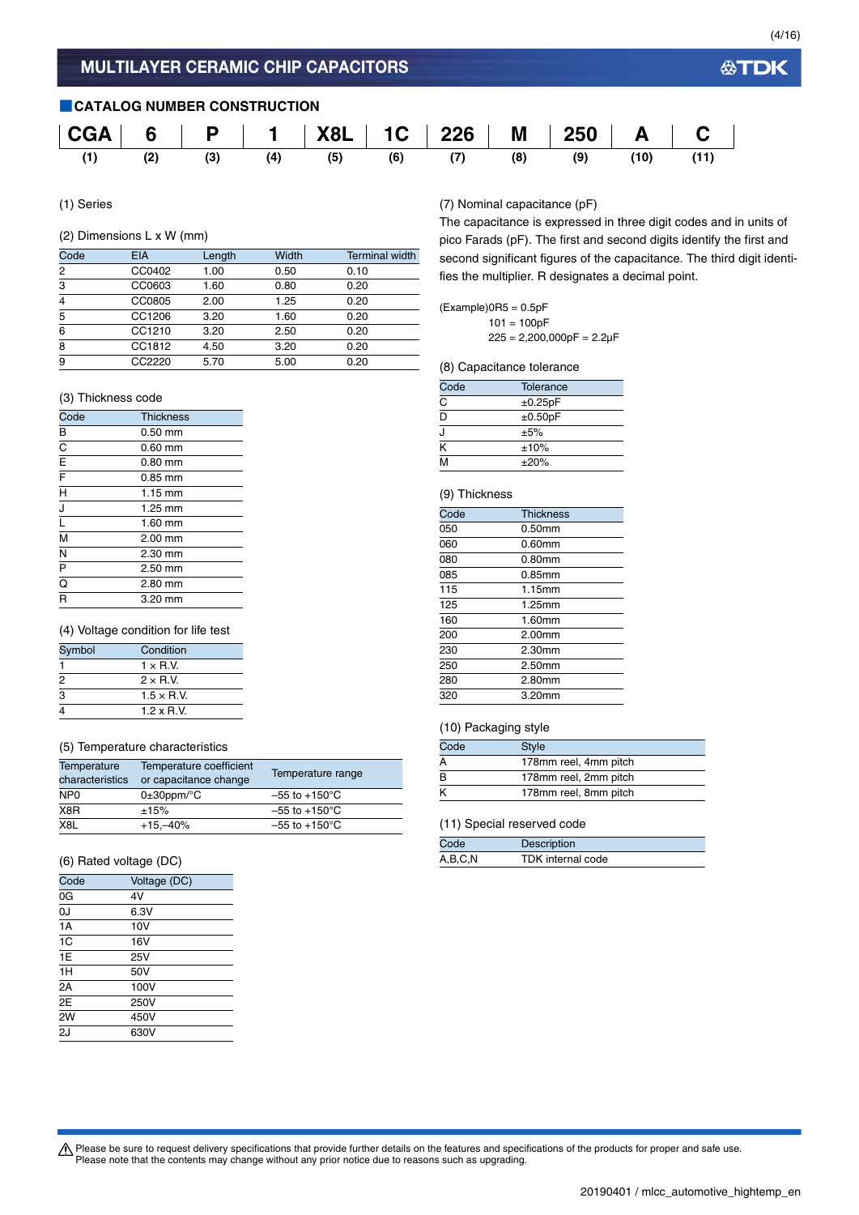# MULTILAYER CERAMIC CHIP CAPACITORS

## CATALOG NUMBER CONSTRUCTION

| CGA | 6 | P | 1 | X8L | 1C | 226 | M | 250 | A | C |
|---|---|---|---|---|---|---|---|---|---|---|
| (1) | (2) | (3) | (4) | (5) | (6) | (7) | (8) | (9) | (10) | (11) |

(1) Series

(2) Dimensions L x W (mm)

| Code | EIA | Length | Width | Terminal width |
|---|---|---|---|---|
| 2 | CC0402 | 1.00 | 0.50 | 0.10 |
| 3 | CC0603 | 1.60 | 0.80 | 0.20 |
| 4 | CC0805 | 2.00 | 1.25 | 0.20 |
| 5 | CC1206 | 3.20 | 1.60 | 0.20 |
| 6 | CC1210 | 3.20 | 2.50 | 0.20 |
| 8 | CC1812 | 4.50 | 3.20 | 0.20 |
| 9 | CC2220 | 5.70 | 5.00 | 0.20 |

(3) Thickness code

| Code | Thickness |
|---|---|
| B | 0.50 mm |
| C | 0.60 mm |
| E | 0.80 mm |
| F | 0.85 mm |
| H | 1.15 mm |
| J | 1.25 mm |
| L | 1.60 mm |
| M | 2.00 mm |
| N | 2.30 mm |
| P | 2.50 mm |
| Q | 2.80 mm |
| R | 3.20 mm |

(4) Voltage condition for life test

| Symbol | Condition |
|---|---|
| 1 | 1 × R.V. |
| 2 | 2 × R.V. |
| 3 | 1.5 × R.V. |
| 4 | 1.2 x R.V. |

(5) Temperature characteristics

| Temperature characteristics | Temperature coefficient or capacitance change | Temperature range |
|---|---|---|
| NP0 | 0±30ppm/°C | –55 to +150°C |
| X8R | ±15% | –55 to +150°C |
| X8L | +15,–40% | –55 to +150°C |

(6) Rated voltage (DC)

| Code | Voltage (DC) |
|---|---|
| 0G | 4V |
| 0J | 6.3V |
| 1A | 10V |
| 1C | 16V |
| 1E | 25V |
| 1H | 50V |
| 2A | 100V |
| 2E | 250V |
| 2W | 450V |
| 2J | 630V |

(7) Nominal capacitance (pF)

The capacitance is expressed in three digit codes and in units of pico Farads (pF). The first and second digits identify the first and second significant figures of the capacitance. The third digit identifies the multiplier. R designates a decimal point.

(Example) 0R5 = 0.5pF
101 = 100pF
225 = 2,200,000pF = 2.2μF

(8) Capacitance tolerance

| Code | Tolerance |
|---|---|
| C | ±0.25pF |
| D | ±0.50pF |
| J | ±5% |
| K | ±10% |
| M | ±20% |

(9) Thickness

| Code | Thickness |
|---|---|
| 050 | 0.50mm |
| 060 | 0.60mm |
| 080 | 0.80mm |
| 085 | 0.85mm |
| 115 | 1.15mm |
| 125 | 1.25mm |
| 160 | 1.60mm |
| 200 | 2.00mm |
| 230 | 2.30mm |
| 250 | 2.50mm |
| 280 | 2.80mm |
| 320 | 3.20mm |

(10) Packaging style

| Code | Style |
|---|---|
| A | 178mm reel, 4mm pitch |
| B | 178mm reel, 2mm pitch |
| K | 178mm reel, 8mm pitch |

(11) Special reserved code

| Code | Description |
|---|---|
| A,B,C,N | TDK internal code |

⚠ Please be sure to request delivery specifications that provide further details on the features and specifications of the products for proper and safe use.
Please note that the contents may change without any prior notice due to reasons such as upgrading.

20190401 / mlcc_automotive_hightemp_en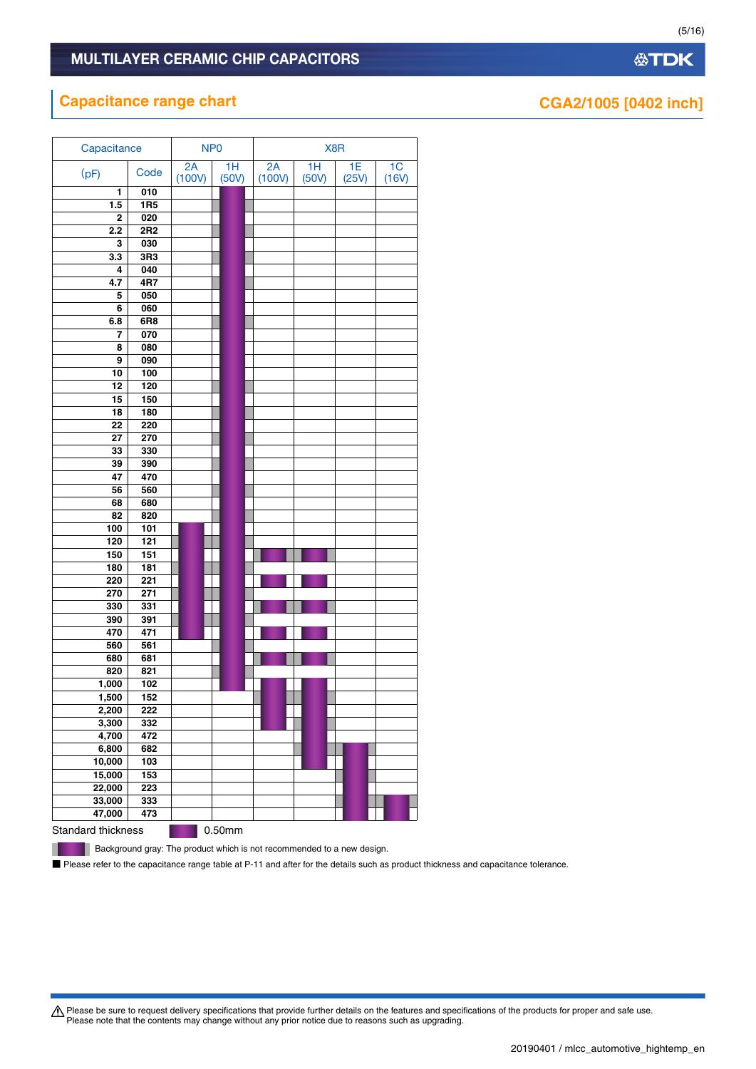## Capacitance range chart

**CGA2/1005 [0402 inch]**

| Capacitance (pF) | Code | NP0 2A (100V) | NP0 1H (50V) | X8R 2A (100V) | X8R 1H (50V) | X8R 1E (25V) | X8R 1C (16V) |
|---|---|---|---|---|---|---|---|
| 1 | 010 | | ● | | | | |
| 1.5 | 1R5 | | ●* | | | | |
| 2 | 020 | | ● | | | | |
| 2.2 | 2R2 | | ●* | | | | |
| 3 | 030 | | ● | | | | |
| 3.3 | 3R3 | | ●* | | | | |
| 4 | 040 | | ● | | | | |
| 4.7 | 4R7 | | ●* | | | | |
| 5 | 050 | | ● | | | | |
| 6 | 060 | | ● | | | | |
| 6.8 | 6R8 | | ●* | | | | |
| 7 | 070 | | ● | | | | |
| 8 | 080 | | ● | | | | |
| 9 | 090 | | ● | | | | |
| 10 | 100 | | ● | | | | |
| 12 | 120 | | ●* | | | | |
| 15 | 150 | | ●* | | | | |
| 18 | 180 | | ●* | | | | |
| 22 | 220 | | ●* | | | | |
| 27 | 270 | | ●* | | | | |
| 33 | 330 | | ●* | | | | |
| 39 | 390 | | ●* | | | | |
| 47 | 470 | | ●* | | | | |
| 56 | 560 | | ●* | | | | |
| 68 | 680 | | ●* | | | | |
| 82 | 820 | | ●* | | | | |
| 100 | 101 | ● | ● | | | | |
| 120 | 121 | ●* | ●* | | | | |
| 150 | 151 | ● | ● | ●* | ●* | | |
| 180 | 181 | ●* | ●* | | | | |
| 220 | 221 | ● | ● | ● | ● | | |
| 270 | 271 | ●* | ●* | | | | |
| 330 | 331 | ● | ● | ●* | ●* | | |
| 390 | 391 | ●* | ●* | | | | |
| 470 | 471 | ● | ● | ● | ● | | |
| 560 | 561 | | ●* | | | | |
| 680 | 681 | | ● | ●* | ●* | | |
| 820 | 821 | | ●* | | | | |
| 1,000 | 102 | | ● | ● | ● | | |
| 1,500 | 152 | | | ●* | ●* | | |
| 2,200 | 222 | | | ● | ● | | |
| 3,300 | 332 | | | ● | ● | | |
| 4,700 | 472 | | | | ● | | |
| 6,800 | 682 | | | | ●* | ●* | |
| 10,000 | 103 | | | | ● | ● | |
| 15,000 | 153 | | | | | ●* | |
| 22,000 | 223 | | | | | ● | |
| 33,000 | 333 | | | | | ●* | ●* |
| 47,000 | 473 | | | | | ● | ● |

Standard thickness ● 0.50mm

●* Background gray: The product which is not recommended to a new design.

■ Please refer to the capacitance range table at P-11 and after for the details such as product thickness and capacitance tolerance.

⚠ Please be sure to request delivery specifications that provide further details on the features and specifications of the products for proper and safe use.
Please note that the contents may change without any prior notice due to reasons such as upgrading.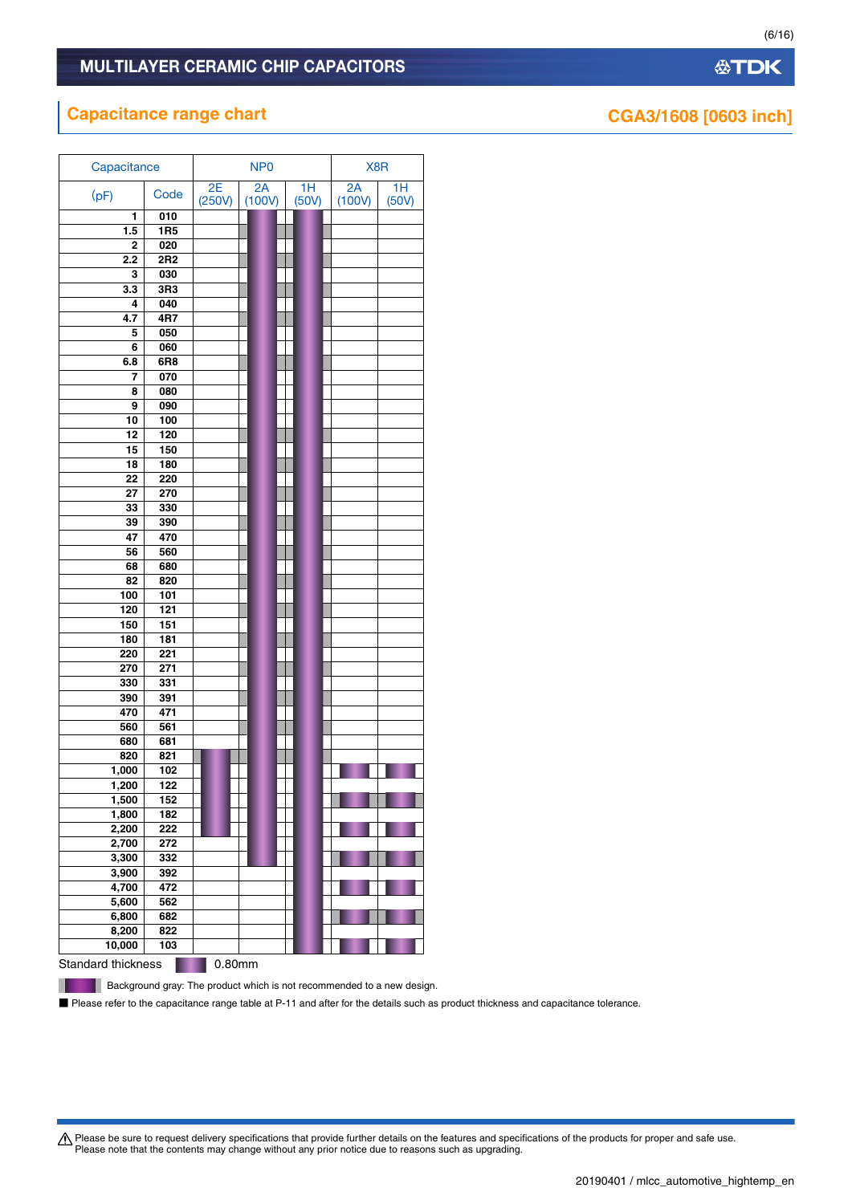## Capacitance range chart

### CGA3/1608 [0603 inch]

| Capacitance (pF) | Code | NP0 2E (250V) | NP0 2A (100V) | NP0 1H (50V) | X8R 2A (100V) | X8R 1H (50V) |
|---|---|---|---|---|---|---|
| 1 | 010 | | ● | ● | | |
| 1.5 | 1R5 | | ●* | ●* | | |
| 2 | 020 | | ● | ● | | |
| 2.2 | 2R2 | | ●* | ●* | | |
| 3 | 030 | | ● | ● | | |
| 3.3 | 3R3 | | ●* | ●* | | |
| 4 | 040 | | ● | ● | | |
| 4.7 | 4R7 | | ●* | ●* | | |
| 5 | 050 | | ● | ● | | |
| 6 | 060 | | ● | ● | | |
| 6.8 | 6R8 | | ●* | ●* | | |
| 7 | 070 | | ● | ● | | |
| 8 | 080 | | ● | ● | | |
| 9 | 090 | | ● | ● | | |
| 10 | 100 | | ● | ● | | |
| 12 | 120 | | ●* | ●* | | |
| 15 | 150 | | ● | ● | | |
| 18 | 180 | | ●* | ●* | | |
| 22 | 220 | | ● | ● | | |
| 27 | 270 | | ●* | ●* | | |
| 33 | 330 | | ● | ● | | |
| 39 | 390 | | ●* | ●* | | |
| 47 | 470 | | ● | ● | | |
| 56 | 560 | | ●* | ●* | | |
| 68 | 680 | | ● | ● | | |
| 82 | 820 | | ●* | ●* | | |
| 100 | 101 | | ● | ● | | |
| 120 | 121 | | ●* | ●* | | |
| 150 | 151 | | ● | ● | | |
| 180 | 181 | | ●* | ●* | | |
| 220 | 221 | | ● | ● | | |
| 270 | 271 | | ●* | ●* | | |
| 330 | 331 | | ● | ● | | |
| 390 | 391 | | ●* | ●* | | |
| 470 | 471 | | ● | ● | | |
| 560 | 561 | | ●* | ●* | | |
| 680 | 681 | | ● | ● | | |
| 820 | 821 | ● | ●* | ●* | | |
| 1,000 | 102 | ● | ● | ● | ● | ● |
| 1,200 | 122 | ● | ● | ● | | |
| 1,500 | 152 | ● | ● | ● | ●* | ●* |
| 1,800 | 182 | ● | ● | ● | | |
| 2,200 | 222 | | ● | ● | ● | ● |
| 2,700 | 272 | | ● | ● | | |
| 3,300 | 332 | | ● | ● | ●* | ●* |
| 3,900 | 392 | | | ● | | |
| 4,700 | 472 | | | ● | ● | ● |
| 5,600 | 562 | | | ● | | |
| 6,800 | 682 | | | ● | ●* | ●* |
| 8,200 | 822 | | | ● | | |
| 10,000 | 103 | | | ● | ● | ● |

Standard thickness: ● 0.80mm

●* Background gray: The product which is not recommended to a new design.

■ Please refer to the capacitance range table at P-11 and after for the details such as product thickness and capacitance tolerance.

⚠ Please be sure to request delivery specifications that provide further details on the features and specifications of the products for proper and safe use.
Please note that the contents may change without any prior notice due to reasons such as upgrading.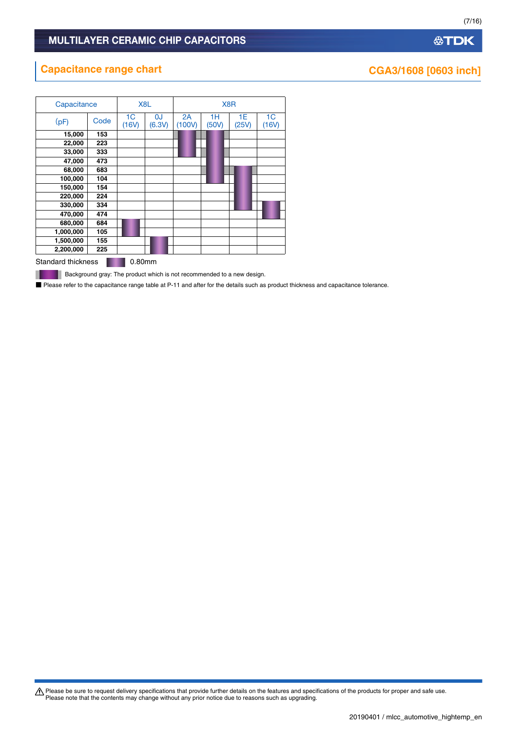## Capacitance range chart

## CGA3/1608 [0603 inch]

| Capacitance | | X8L | | X8R | | | |
|---|---|---|---|---|---|---|---|
| (pF) | Code | 1C (16V) | 0J (6.3V) | 2A (100V) | 1H (50V) | 1E (25V) | 1C (16V) |
| 15,000 | 153 | | | ■ (gray) | ■ (gray) | | |
| 22,000 | 223 | | | ■ (gray) | ■ (gray) | | |
| 33,000 | 333 | | | ■ (gray) | ■ (gray) | | |
| 47,000 | 473 | | | | ■ | | |
| 68,000 | 683 | | | | ■ | ■ (gray) | |
| 100,000 | 104 | | | | ■ | ■ | |
| 150,000 | 154 | | | | | ■ | |
| 220,000 | 224 | | | | | ■ | |
| 330,000 | 334 | | | | | | ■ |
| 470,000 | 474 | | | | | | ■ |
| 680,000 | 684 | ■ | | | | | |
| 1,000,000 | 105 | ■ | | | | | |
| 1,500,000 | 155 | | ■ | | | | |
| 2,200,000 | 225 | | ■ | | | | |

Standard thickness ■ 0.80mm

■ (gray) Background gray: The product which is not recommended to a new design.

■ Please refer to the capacitance range table at P-11 and after for the details such as product thickness and capacitance tolerance.

⚠ Please be sure to request delivery specifications that provide further details on the features and specifications of the products for proper and safe use.
Please note that the contents may change without any prior notice due to reasons such as upgrading.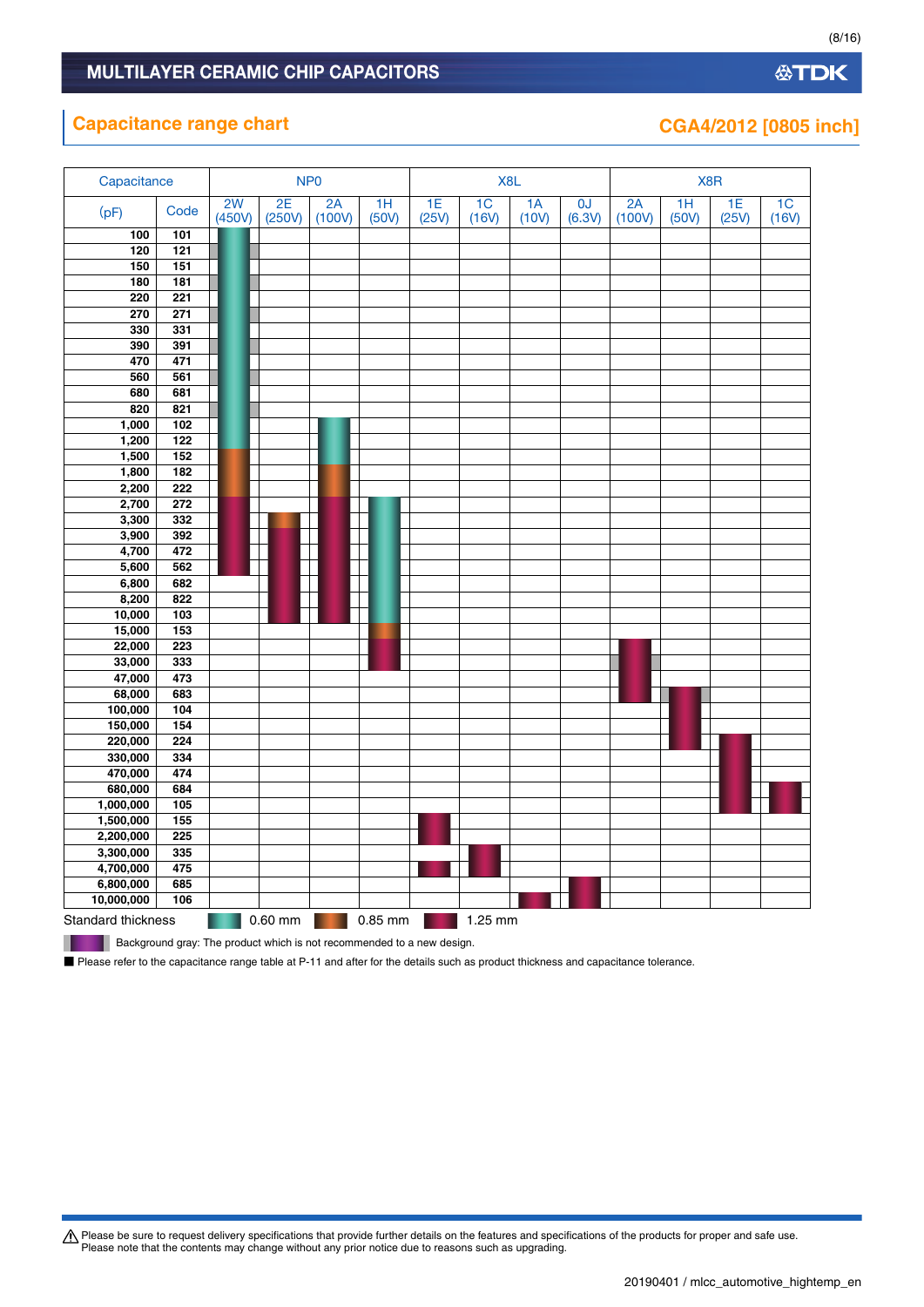## Capacitance range chart

### CGA4/2012 [0805 inch]

Cell values indicate the standard thickness (0.60 mm, 0.85 mm or 1.25 mm). "(gray)" marks cells with a gray background.

| Capacitance (pF) | Code | NP0 2W (450V) | NP0 2E (250V) | NP0 2A (100V) | NP0 1H (50V) | X8L 1E (25V) | X8L 1C (16V) | X8L 1A (10V) | X8L 0J (6.3V) | X8R 2A (100V) | X8R 1H (50V) | X8R 1E (25V) | X8R 1C (16V) |
|---|---|---|---|---|---|---|---|---|---|---|---|---|---|
| 100 | 101 | 0.60 | | | | | | | | | | | |
| 120 | 121 | 0.60 (gray) | | | | | | | | | | | |
| 150 | 151 | 0.60 (gray) | | | | | | | | | | | |
| 180 | 181 | 0.60 (gray) | | | | | | | | | | | |
| 220 | 221 | 0.60 (gray) | | | | | | | | | | | |
| 270 | 271 | 0.60 (gray) | | | | | | | | | | | |
| 330 | 331 | 0.60 (gray) | | | | | | | | | | | |
| 390 | 391 | 0.60 (gray) | | | | | | | | | | | |
| 470 | 471 | 0.60 (gray) | | | | | | | | | | | |
| 560 | 561 | 0.60 (gray) | | | | | | | | | | | |
| 680 | 681 | 0.60 (gray) | | | | | | | | | | | |
| 820 | 821 | 0.60 (gray) | | | | | | | | | | | |
| 1,000 | 102 | 0.60 | | 0.60 | | | | | | | | | |
| 1,200 | 122 | 0.60 | | 0.60 | | | | | | | | | |
| 1,500 | 152 | 0.85 | | 0.60 | | | | | | | | | |
| 1,800 | 182 | 0.85 | | 0.85 | | | | | | | | | |
| 2,200 | 222 | 0.85 | | 0.85 | | | | | | | | | |
| 2,700 | 272 | 1.25 | | 1.25 | 0.60 | | | | | | | | |
| 3,300 | 332 | 1.25 | 0.85 | 1.25 | 0.60 | | | | | | | | |
| 3,900 | 392 | 1.25 | 1.25 | 1.25 | 0.60 | | | | | | | | |
| 4,700 | 472 | 1.25 | 1.25 | 1.25 | 0.60 | | | | | | | | |
| 5,600 | 562 | 1.25 | 1.25 | 1.25 | 0.60 | | | | | | | | |
| 6,800 | 682 | | 1.25 | 1.25 | 0.60 | | | | | | | | |
| 8,200 | 822 | | 1.25 | 1.25 | 0.60 | | | | | | | | |
| 10,000 | 103 | | 1.25 | 1.25 | 0.60 | | | | | | | | |
| 15,000 | 153 | | | | 0.85 | | | | | | | | |
| 22,000 | 223 | | | | 1.25 | | | | | 1.25 | | | |
| 33,000 | 333 | | | | 1.25 | | | | | 1.25 (gray) | | | |
| 47,000 | 473 | | | | | | | | | 1.25 | | | |
| 68,000 | 683 | | | | | | | | | 1.25 | 1.25 (gray) | | |
| 100,000 | 104 | | | | | | | | | | 1.25 | | |
| 150,000 | 154 | | | | | | | | | | 1.25 | | |
| 220,000 | 224 | | | | | | | | | | 1.25 | 1.25 | |
| 330,000 | 334 | | | | | | | | | | | 1.25 | |
| 470,000 | 474 | | | | | | | | | | | 1.25 | |
| 680,000 | 684 | | | | | | | | | | | 1.25 | 1.25 |
| 1,000,000 | 105 | | | | | | | | | | | 1.25 | 1.25 |
| 1,500,000 | 155 | | | | | 1.25 | | | | | | | |
| 2,200,000 | 225 | | | | | 1.25 | | | | | | | |
| 3,300,000 | 335 | | | | | | 1.25 | | | | | | |
| 4,700,000 | 475 | | | | | 1.25 | 1.25 | | | | | | |
| 6,800,000 | 685 | | | | | | | | 1.25 | | | | |
| 10,000,000 | 106 | | | | | | | 1.25 | 1.25 | | | | |

Standard thickness: 0.60 mm, 0.85 mm, 1.25 mm

Background gray: The product which is not recommended to a new design.

■ Please refer to the capacitance range table at P-11 and after for the details such as product thickness and capacitance tolerance.

⚠ Please be sure to request delivery specifications that provide further details on the features and specifications of the products for proper and safe use.
Please note that the contents may change without any prior notice due to reasons such as upgrading.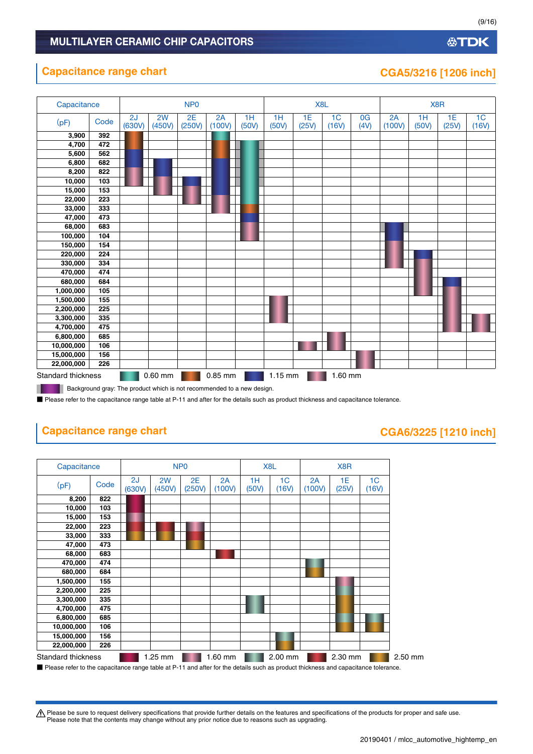# MULTILAYER CERAMIC CHIP CAPACITORS

## Capacitance range chart

### CGA5/3216 [1206 inch]

Table cells give the standard thickness shown by the colored bars. An asterisk (*) marks a gray background: the product is not recommended for a new design.

| Capacitance (pF) | Code | NP0 2J (630V) | NP0 2W (450V) | NP0 2E (250V) | NP0 2A (100V) | NP0 1H (50V) | X8L 1H (50V) | X8L 1E (25V) | X8L 1C (16V) | X8L 0G (4V) | X8R 2A (100V) | X8R 1H (50V) | X8R 1E (25V) | X8R 1C (16V) |
|---|---|---|---|---|---|---|---|---|---|---|---|---|---|---|
| 3,900 | 392 | 0.85 mm | | | 0.60 mm | | | | | | | | | |
| 4,700 | 472 | 0.85 mm | | | 0.85 mm | 0.60 mm* | | | | | | | | |
| 5,600 | 562 | 1.15 mm | | | 0.85 mm | 0.60 mm* | | | | | | | | |
| 6,800 | 682 | 1.15 mm | 1.15 mm | | 1.15 mm | 0.60 mm* | | | | | | | | |
| 8,200 | 822 | 1.60 mm | 1.15 mm | | 1.15 mm | 0.60 mm* | | | | | | | | |
| 10,000 | 103 | 1.60 mm | 1.60 mm | 1.15 mm | 1.15 mm | 0.60 mm* | | | | | | | | |
| 15,000 | 153 | | 1.60 mm | 1.60 mm | 1.15 mm | 0.60 mm | | | | | | | | |
| 22,000 | 223 | | | 1.60 mm | 1.60 mm | 0.60 mm | | | | | | | | |
| 33,000 | 333 | | | | 1.60 mm | 0.85 mm | | | | | | | | |
| 47,000 | 473 | | | | | 1.15 mm | | | | | | | | |
| 68,000 | 683 | | | | | 1.60 mm | | | | | 1.15 mm* | | | |
| 100,000 | 104 | | | | | 1.60 mm | | | | | 1.60 mm | | | |
| 150,000 | 154 | | | | | | | | | | 1.60 mm | | | |
| 220,000 | 224 | | | | | | | | | | 1.60 mm | 1.15 mm | | |
| 330,000 | 334 | | | | | | | | | | 1.60 mm | 1.60 mm | | |
| 470,000 | 474 | | | | | | | | | | | 1.60 mm | | |
| 680,000 | 684 | | | | | | | | | | | 1.60 mm | 1.15 mm | |
| 1,000,000 | 105 | | | | | | | | | | | 1.60 mm | 1.60 mm | |
| 1,500,000 | 155 | | | | | | 1.60 mm | | | | | | 1.60 mm | |
| 2,200,000 | 225 | | | | | | 1.60 mm | | | | | | 1.60 mm | |
| 3,300,000 | 335 | | | | | | 1.60 mm | | | | | | 1.60 mm | 1.60 mm |
| 4,700,000 | 475 | | | | | | | | | | | | 1.60 mm | 1.60 mm |
| 6,800,000 | 685 | | | | | | | | 1.60 mm | | | | | |
| 10,000,000 | 106 | | | | | | | 1.60 mm | 1.60 mm | | | | | |
| 15,000,000 | 156 | | | | | | | | | 1.60 mm | | | | |
| 22,000,000 | 226 | | | | | | | | | 1.60 mm | | | | |

Standard thickness: 0.60 mm, 0.85 mm, 1.15 mm, 1.60 mm

Background gray: The product which is not recommended to a new design.

■ Please refer to the capacitance range table at P-11 and after for the details such as product thickness and capacitance tolerance.

## Capacitance range chart

### CGA6/3225 [1210 inch]

Table cells give the standard thickness shown by the colored bars.

| Capacitance (pF) | Code | NP0 2J (630V) | NP0 2W (450V) | NP0 2E (250V) | NP0 2A (100V) | X8L 1H (50V) | X8L 1C (16V) | X8R 2A (100V) | X8R 1E (25V) | X8R 1C (16V) |
|---|---|---|---|---|---|---|---|---|---|---|
| 8,200 | 822 | 1.25 mm | | | | | | | | |
| 10,000 | 103 | 1.25 mm | | | | | | | | |
| 15,000 | 153 | 1.60 mm | | | | | | | | |
| 22,000 | 223 | 2.30 mm | 2.30 mm | 1.60 mm | | | | | | |
| 33,000 | 333 | 2.50 mm | 2.50 mm | 2.30 mm | | | | | | |
| 47,000 | 473 | | | 2.50 mm | | | | | | |
| 68,000 | 683 | | | | 2.30 mm | | | | | |
| 470,000 | 474 | | | | | | | 2.00 mm | | |
| 680,000 | 684 | | | | | | | 2.50 mm | | |
| 1,500,000 | 155 | | | | | | | | 1.60 mm | |
| 2,200,000 | 225 | | | | | | | | 2.00 mm | |
| 3,300,000 | 335 | | | | | 2.00 mm | | | 2.50 mm | |
| 4,700,000 | 475 | | | | | 2.00 mm | | | 2.50 mm | |
| 6,800,000 | 685 | | | | | | | | 2.00 mm | 2.00 mm |
| 10,000,000 | 106 | | | | | | | | 2.50 mm | 2.50 mm |
| 15,000,000 | 156 | | | | | | 2.00 mm | | | |
| 22,000,000 | 226 | | | | | | 2.50 mm | | | |

Standard thickness: 1.25 mm, 1.60 mm, 2.00 mm, 2.30 mm, 2.50 mm

■ Please refer to the capacitance range table at P-11 and after for the details such as product thickness and capacitance tolerance.

⚠ Please be sure to request delivery specifications that provide further details on the features and specifications of the products for proper and safe use.
Please note that the contents may change without any prior notice due to reasons such as upgrading.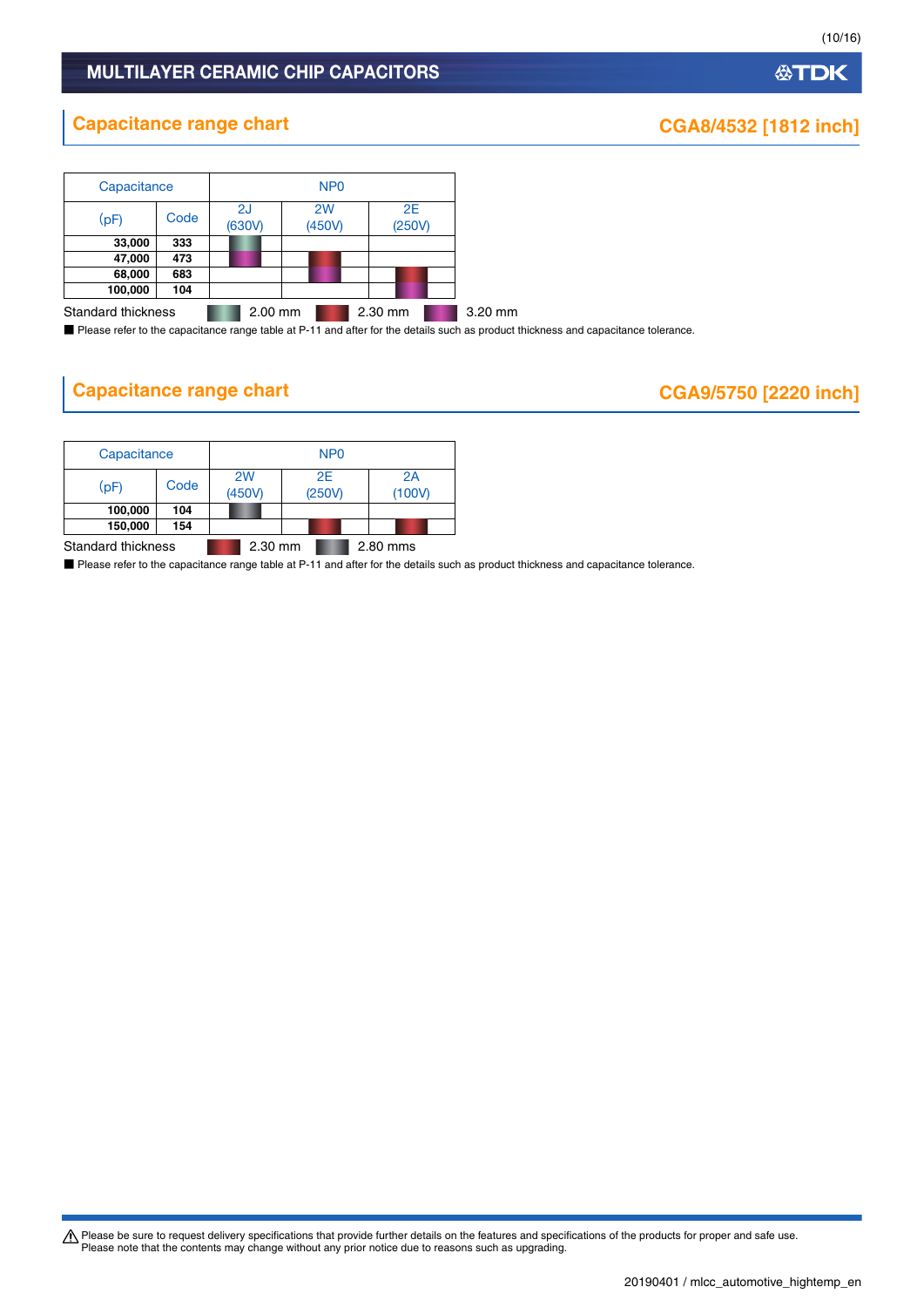## Capacitance range chart

**CGA8/4532 [1812 inch]**

| Capacitance | | NP0 | | |
|---|---|---|---|---|
| (pF) | Code | 2J (630V) | 2W (450V) | 2E (250V) |
| **33,000** | **333** | 2.00 mm | | |
| **47,000** | **473** | 3.20 mm | 2.30 mm | |
| **68,000** | **683** | | 3.20 mm | 2.30 mm |
| **100,000** | **104** | | | 3.20 mm |

Standard thickness: 2.00 mm, 2.30 mm, 3.20 mm

■ Please refer to the capacitance range table at P-11 and after for the details such as product thickness and capacitance tolerance.

## Capacitance range chart

**CGA9/5750 [2220 inch]**

| Capacitance | | NP0 | | |
|---|---|---|---|---|
| (pF) | Code | 2W (450V) | 2E (250V) | 2A (100V) |
| **100,000** | **104** | 2.80 mms | | |
| **150,000** | **154** | | 2.30 mm | 2.30 mm |

Standard thickness: 2.30 mm, 2.80 mms

■ Please refer to the capacitance range table at P-11 and after for the details such as product thickness and capacitance tolerance.

⚠ Please be sure to request delivery specifications that provide further details on the features and specifications of the products for proper and safe use.
Please note that the contents may change without any prior notice due to reasons such as upgrading.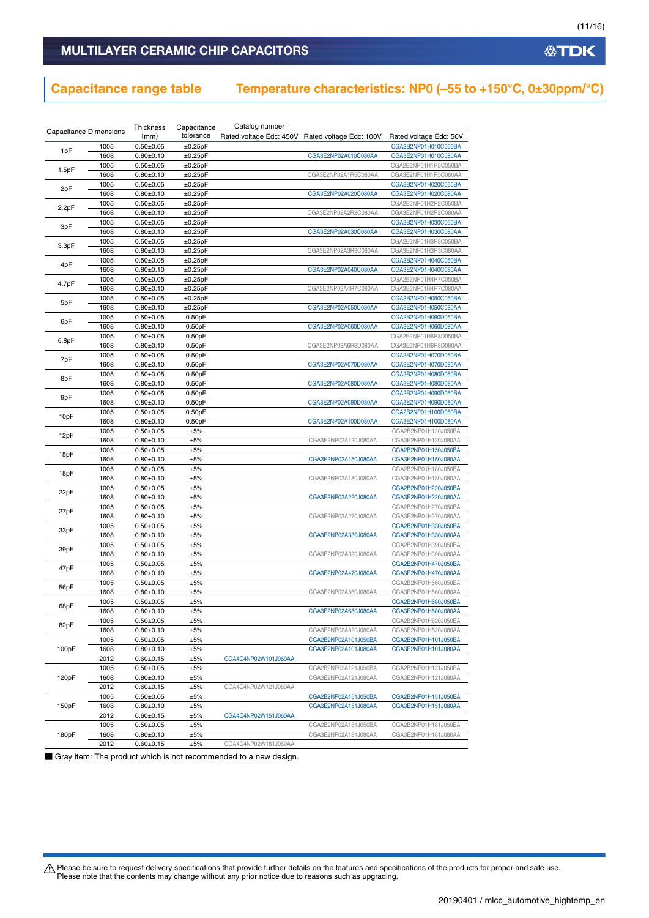# MULTILAYER CERAMIC CHIP CAPACITORS

## Capacitance range table Temperature characteristics: NP0 (–55 to +150°C, 0±30ppm/°C)

| Capacitance | Dimensions | Thickness (mm) | Capacitance tolerance | Catalog number Rated voltage Edc: 450V | Rated voltage Edc: 100V | Rated voltage Edc: 50V |
|---|---|---|---|---|---|---|
| 1pF | 1005 | 0.50±0.05 | ±0.25pF | | | CGA2B2NP01H010C050BA |
| | 1608 | 0.80±0.10 | ±0.25pF | | CGA3E2NP02A010C080AA | CGA3E2NP01H010C080AA |
| 1.5pF | 1005 | 0.50±0.05 | ±0.25pF | | | CGA2B2NP01H1R5C050BA |
| | 1608 | 0.80±0.10 | ±0.25pF | | CGA3E2NP02A1R5C080AA | CGA3E2NP01H1R5C080AA |
| 2pF | 1005 | 0.50±0.05 | ±0.25pF | | | CGA2B2NP01H020C050BA |
| | 1608 | 0.80±0.10 | ±0.25pF | | CGA3E2NP02A020C080AA | CGA3E2NP01H020C080AA |
| 2.2pF | 1005 | 0.50±0.05 | ±0.25pF | | | CGA2B2NP01H2R2C050BA |
| | 1608 | 0.80±0.10 | ±0.25pF | | CGA3E2NP02A2R2C080AA | CGA3E2NP01H2R2C080AA |
| 3pF | 1005 | 0.50±0.05 | ±0.25pF | | | CGA2B2NP01H030C050BA |
| | 1608 | 0.80±0.10 | ±0.25pF | | CGA3E2NP02A030C080AA | CGA3E2NP01H030C080AA |
| 3.3pF | 1005 | 0.50±0.05 | ±0.25pF | | | CGA2B2NP01H3R3C050BA |
| | 1608 | 0.80±0.10 | ±0.25pF | | CGA3E2NP02A3R3C080AA | CGA3E2NP01H3R3C080AA |
| 4pF | 1005 | 0.50±0.05 | ±0.25pF | | | CGA2B2NP01H040C050BA |
| | 1608 | 0.80±0.10 | ±0.25pF | | CGA3E2NP02A040C080AA | CGA3E2NP01H040C080AA |
| 4.7pF | 1005 | 0.50±0.05 | ±0.25pF | | | CGA2B2NP01H4R7C050BA |
| | 1608 | 0.80±0.10 | ±0.25pF | | CGA3E2NP02A4R7C080AA | CGA3E2NP01H4R7C080AA |
| 5pF | 1005 | 0.50±0.05 | ±0.25pF | | | CGA2B2NP01H050C050BA |
| | 1608 | 0.80±0.10 | ±0.25pF | | CGA3E2NP02A050C080AA | CGA3E2NP01H050C080AA |
| 6pF | 1005 | 0.50±0.05 | 0.50pF | | | CGA2B2NP01H060D050BA |
| | 1608 | 0.80±0.10 | 0.50pF | | CGA3E2NP02A060D080AA | CGA3E2NP01H060D080AA |
| 6.8pF | 1005 | 0.50±0.05 | 0.50pF | | | CGA2B2NP01H6R8D050BA |
| | 1608 | 0.80±0.10 | 0.50pF | | CGA3E2NP02A6R8D080AA | CGA3E2NP01H6R8D080AA |
| 7pF | 1005 | 0.50±0.05 | 0.50pF | | | CGA2B2NP01H070D050BA |
| | 1608 | 0.80±0.10 | 0.50pF | | CGA3E2NP02A070D080AA | CGA3E2NP01H070D080AA |
| 8pF | 1005 | 0.50±0.05 | 0.50pF | | | CGA2B2NP01H080D050BA |
| | 1608 | 0.80±0.10 | 0.50pF | | CGA3E2NP02A080D080AA | CGA3E2NP01H080D080AA |
| 9pF | 1005 | 0.50±0.05 | 0.50pF | | | CGA2B2NP01H090D050BA |
| | 1608 | 0.80±0.10 | 0.50pF | | CGA3E2NP02A090D080AA | CGA3E2NP01H090D080AA |
| 10pF | 1005 | 0.50±0.05 | 0.50pF | | | CGA2B2NP01H100D050BA |
| | 1608 | 0.80±0.10 | 0.50pF | | CGA3E2NP02A100D080AA | CGA3E2NP01H100D080AA |
| 12pF | 1005 | 0.50±0.05 | ±5% | | | CGA2B2NP01H120J050BA |
| | 1608 | 0.80±0.10 | ±5% | | CGA3E2NP02A120J080AA | CGA3E2NP01H120J080AA |
| 15pF | 1005 | 0.50±0.05 | ±5% | | | CGA2B2NP01H150J050BA |
| | 1608 | 0.80±0.10 | ±5% | | CGA3E2NP02A150J080AA | CGA3E2NP01H150J080AA |
| 18pF | 1005 | 0.50±0.05 | ±5% | | | CGA2B2NP01H180J050BA |
| | 1608 | 0.80±0.10 | ±5% | | CGA3E2NP02A180J080AA | CGA3E2NP01H180J080AA |
| 22pF | 1005 | 0.50±0.05 | ±5% | | | CGA2B2NP01H220J050BA |
| | 1608 | 0.80±0.10 | ±5% | | CGA3E2NP02A220J080AA | CGA3E2NP01H220J080AA |
| 27pF | 1005 | 0.50±0.05 | ±5% | | | CGA2B2NP01H270J050BA |
| | 1608 | 0.80±0.10 | ±5% | | CGA3E2NP02A270J080AA | CGA3E2NP01H270J080AA |
| 33pF | 1005 | 0.50±0.05 | ±5% | | | CGA2B2NP01H330J050BA |
| | 1608 | 0.80±0.10 | ±5% | | CGA3E2NP02A330J080AA | CGA3E2NP01H330J080AA |
| 39pF | 1005 | 0.50±0.05 | ±5% | | | CGA2B2NP01H390J050BA |
| | 1608 | 0.80±0.10 | ±5% | | CGA3E2NP02A390J080AA | CGA3E2NP01H390J080AA |
| 47pF | 1005 | 0.50±0.05 | ±5% | | | CGA2B2NP01H470J050BA |
| | 1608 | 0.80±0.10 | ±5% | | CGA3E2NP02A470J080AA | CGA3E2NP01H470J080AA |
| 56pF | 1005 | 0.50±0.05 | ±5% | | | CGA2B2NP01H560J050BA |
| | 1608 | 0.80±0.10 | ±5% | | CGA3E2NP02A560J080AA | CGA3E2NP01H560J080AA |
| 68pF | 1005 | 0.50±0.05 | ±5% | | | CGA2B2NP01H680J050BA |
| | 1608 | 0.80±0.10 | ±5% | | CGA3E2NP02A680J080AA | CGA3E2NP01H680J080AA |
| 82pF | 1005 | 0.50±0.05 | ±5% | | | CGA2B2NP01H820J050BA |
| | 1608 | 0.80±0.10 | ±5% | | CGA3E2NP02A820J080AA | CGA3E2NP01H820J080AA |
| 100pF | 1005 | 0.50±0.05 | ±5% | | CGA2B2NP02A101J050BA | CGA2B2NP01H101J050BA |
| | 1608 | 0.80±0.10 | ±5% | | CGA3E2NP02A101J080AA | CGA3E2NP01H101J080AA |
| | 2012 | 0.60±0.15 | ±5% | CGA4C4NP02W101J060AA | | |
| 120pF | 1005 | 0.50±0.05 | ±5% | | CGA2B2NP02A121J050BA | CGA2B2NP01H121J050BA |
| | 1608 | 0.80±0.10 | ±5% | | CGA3E2NP02A121J080AA | CGA3E2NP01H121J080AA |
| | 2012 | 0.60±0.15 | ±5% | CGA4C4NP02W121J060AA | | |
| 150pF | 1005 | 0.50±0.05 | ±5% | | CGA2B2NP02A151J050BA | CGA2B2NP01H151J050BA |
| | 1608 | 0.80±0.10 | ±5% | | CGA3E2NP02A151J080AA | CGA3E2NP01H151J080AA |
| | 2012 | 0.60±0.15 | ±5% | CGA4C4NP02W151J060AA | | |
| 180pF | 1005 | 0.50±0.05 | ±5% | | CGA2B2NP02A181J050BA | CGA2B2NP01H181J050BA |
| | 1608 | 0.80±0.10 | ±5% | | CGA3E2NP02A181J080AA | CGA3E2NP01H181J080AA |
| | 2012 | 0.60±0.15 | ±5% | CGA4C4NP02W181J060AA | | |

■ Gray item: The product which is not recommended to a new design.

⚠ Please be sure to request delivery specifications that provide further details on the features and specifications of the products for proper and safe use.
Please note that the contents may change without any prior notice due to reasons such as upgrading.

20190401 / mlcc_automotive_hightemp_en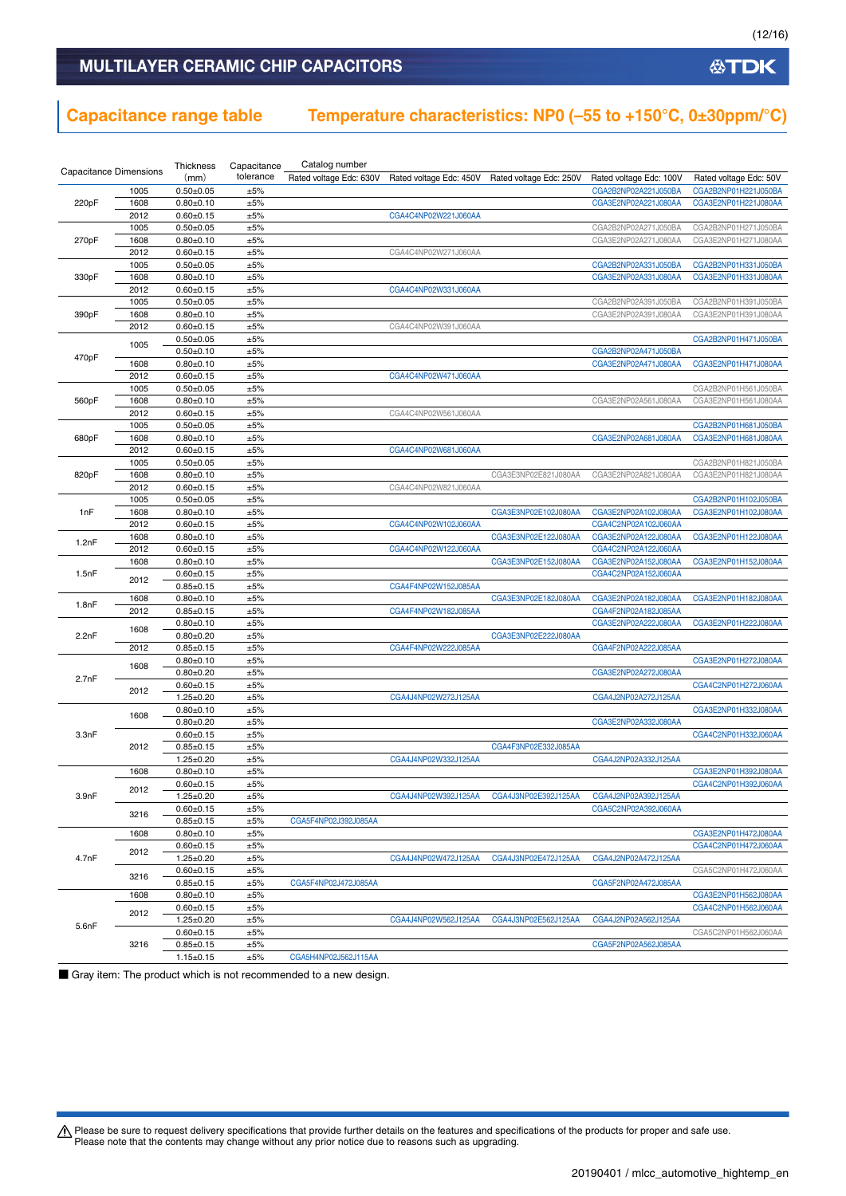## MULTILAYER CERAMIC CHIP CAPACITORS

## Capacitance range table    Temperature characteristics: NP0 (–55 to +150°C, 0±30ppm/°C)

| Capacitance | Dimensions | Thickness (mm) | Capacitance tolerance | Catalog number Rated voltage Edc: 630V | Rated voltage Edc: 450V | Rated voltage Edc: 250V | Rated voltage Edc: 100V | Rated voltage Edc: 50V |
|---|---|---|---|---|---|---|---|---|
| 220pF | 1005 | 0.50±0.05 | ±5% | | | | CGA2B2NP02A221J050BA | CGA2B2NP01H221J050BA |
| | 1608 | 0.80±0.10 | ±5% | | | | CGA3E2NP02A221J080AA | CGA3E2NP01H221J080AA |
| | 2012 | 0.60±0.15 | ±5% | | CGA4C4NP02W221J060AA | | | |
| 270pF | 1005 | 0.50±0.05 | ±5% | | | | CGA2B2NP02A271J050BA | CGA2B2NP01H271J050BA |
| | 1608 | 0.80±0.10 | ±5% | | | | CGA3E2NP02A271J080AA | CGA3E2NP01H271J080AA |
| | 2012 | 0.60±0.15 | ±5% | | CGA4C4NP02W271J060AA | | | |
| 330pF | 1005 | 0.50±0.05 | ±5% | | | | CGA2B2NP02A331J050BA | CGA2B2NP01H331J050BA |
| | 1608 | 0.80±0.10 | ±5% | | | | CGA3E2NP02A331J080AA | CGA3E2NP01H331J080AA |
| | 2012 | 0.60±0.15 | ±5% | | CGA4C4NP02W331J060AA | | | |
| 390pF | 1005 | 0.50±0.05 | ±5% | | | | CGA2B2NP02A391J050BA | CGA2B2NP01H391J050BA |
| | 1608 | 0.80±0.10 | ±5% | | | | CGA3E2NP02A391J080AA | CGA3E2NP01H391J080AA |
| | 2012 | 0.60±0.15 | ±5% | | CGA4C4NP02W391J060AA | | | |
| 470pF | 1005 | 0.50±0.05 | ±5% | | | | | CGA2B2NP01H471J050BA |
| | | 0.50±0.10 | ±5% | | | | CGA2B2NP02A471J050BA | |
| | 1608 | 0.80±0.10 | ±5% | | | | CGA3E2NP02A471J080AA | CGA3E2NP01H471J080AA |
| | 2012 | 0.60±0.15 | ±5% | | CGA4C4NP02W471J060AA | | | |
| 560pF | 1005 | 0.50±0.05 | ±5% | | | | | CGA2B2NP01H561J050BA |
| | 1608 | 0.80±0.10 | ±5% | | | | CGA3E2NP02A561J080AA | CGA3E2NP01H561J080AA |
| | 2012 | 0.60±0.15 | ±5% | | CGA4C4NP02W561J060AA | | | |
| 680pF | 1005 | 0.50±0.05 | ±5% | | | | | CGA2B2NP01H681J050BA |
| | 1608 | 0.80±0.10 | ±5% | | | | CGA3E2NP02A681J080AA | CGA3E2NP01H681J080AA |
| | 2012 | 0.60±0.15 | ±5% | | CGA4C4NP02W681J060AA | | | |
| 820pF | 1005 | 0.50±0.05 | ±5% | | | | | CGA2B2NP01H821J050BA |
| | 1608 | 0.80±0.10 | ±5% | | | CGA3E3NP02E821J080AA | CGA3E2NP02A821J080AA | CGA3E2NP01H821J080AA |
| | 2012 | 0.60±0.15 | ±5% | | CGA4C4NP02W821J060AA | | | |
| 1nF | 1005 | 0.50±0.05 | ±5% | | | | | CGA2B2NP01H102J050BA |
| | 1608 | 0.80±0.10 | ±5% | | | CGA3E3NP02E102J080AA | CGA3E2NP02A102J080AA | CGA3E2NP01H102J080AA |
| | 2012 | 0.60±0.15 | ±5% | | CGA4C4NP02W102J060AA | | CGA4C2NP02A102J060AA | |
| 1.2nF | 1608 | 0.80±0.10 | ±5% | | | CGA3E3NP02E122J080AA | CGA3E2NP02A122J080AA | CGA3E2NP01H122J080AA |
| | 2012 | 0.60±0.15 | ±5% | | CGA4C4NP02W122J060AA | | CGA4C2NP02A122J060AA | |
| 1.5nF | 1608 | 0.80±0.10 | ±5% | | | CGA3E3NP02E152J080AA | CGA3E2NP02A152J080AA | CGA3E2NP01H152J080AA |
| | 2012 | 0.60±0.15 | ±5% | | | | CGA4C2NP02A152J060AA | |
| | | 0.85±0.15 | ±5% | | CGA4F4NP02W152J085AA | | | |
| 1.8nF | 1608 | 0.80±0.10 | ±5% | | | CGA3E3NP02E182J080AA | CGA3E2NP02A182J080AA | CGA3E2NP01H182J080AA |
| | 2012 | 0.85±0.15 | ±5% | | CGA4F4NP02W182J085AA | | CGA4F2NP02A182J085AA | |
| 2.2nF | 1608 | 0.80±0.10 | ±5% | | | | CGA3E2NP02A222J080AA | CGA3E2NP01H222J080AA |
| | | 0.80±0.20 | ±5% | | | CGA3E3NP02E222J080AA | | |
| | 2012 | 0.85±0.15 | ±5% | | CGA4F4NP02W222J085AA | | CGA4F2NP02A222J085AA | |
| 2.7nF | 1608 | 0.80±0.10 | ±5% | | | | | CGA3E2NP01H272J080AA |
| | | 0.80±0.20 | ±5% | | | | CGA3E2NP02A272J080AA | |
| | 2012 | 0.60±0.15 | ±5% | | | | | CGA4C2NP01H272J060AA |
| | | 1.25±0.20 | ±5% | | CGA4J4NP02W272J125AA | | CGA4J2NP02A272J125AA | |
| 3.3nF | 1608 | 0.80±0.10 | ±5% | | | | | CGA3E2NP01H332J080AA |
| | | 0.80±0.20 | ±5% | | | | CGA3E2NP02A332J080AA | |
| | 2012 | 0.60±0.15 | ±5% | | | | | CGA4C2NP01H332J060AA |
| | | 0.85±0.15 | ±5% | | | CGA4F3NP02E332J085AA | | |
| | | 1.25±0.20 | ±5% | | CGA4J4NP02W332J125AA | | CGA4J2NP02A332J125AA | |
| 3.9nF | 1608 | 0.80±0.10 | ±5% | | | | | CGA3E2NP01H392J080AA |
| | 2012 | 0.60±0.15 | ±5% | | | | | CGA4C2NP01H392J060AA |
| | | 1.25±0.20 | ±5% | | CGA4J4NP02W392J125AA | CGA4J3NP02E392J125AA | CGA4J2NP02A392J125AA | |
| | 3216 | 0.60±0.15 | ±5% | | | | CGA5C2NP02A392J060AA | |
| | | 0.85±0.15 | ±5% | CGA5F4NP02J392J085AA | | | | |
| 4.7nF | 1608 | 0.80±0.10 | ±5% | | | | | CGA3E2NP01H472J080AA |
| | 2012 | 0.60±0.15 | ±5% | | | | | CGA4C2NP01H472J060AA |
| | | 1.25±0.20 | ±5% | | CGA4J4NP02W472J125AA | CGA4J3NP02E472J125AA | CGA4J2NP02A472J125AA | |
| | 3216 | 0.60±0.15 | ±5% | | | | | CGA5C2NP01H472J060AA |
| | | 0.85±0.15 | ±5% | CGA5F4NP02J472J085AA | | | CGA5F2NP02A472J085AA | |
| 5.6nF | 1608 | 0.80±0.10 | ±5% | | | | | CGA3E2NP01H562J080AA |
| | 2012 | 0.60±0.15 | ±5% | | | | | CGA4C2NP01H562J060AA |
| | | 1.25±0.20 | ±5% | | CGA4J4NP02W562J125AA | CGA4J3NP02E562J125AA | CGA4J2NP02A562J125AA | |
| | 3216 | 0.60±0.15 | ±5% | | | | | CGA5C2NP01H562J060AA |
| | | 0.85±0.15 | ±5% | | | | CGA5F2NP02A562J085AA | |
| | | 1.15±0.15 | ±5% | CGA5H4NP02J562J115AA | | | | |

■ Gray item: The product which is not recommended to a new design.

⚠ Please be sure to request delivery specifications that provide further details on the features and specifications of the products for proper and safe use.
Please note that the contents may change without any prior notice due to reasons such as upgrading.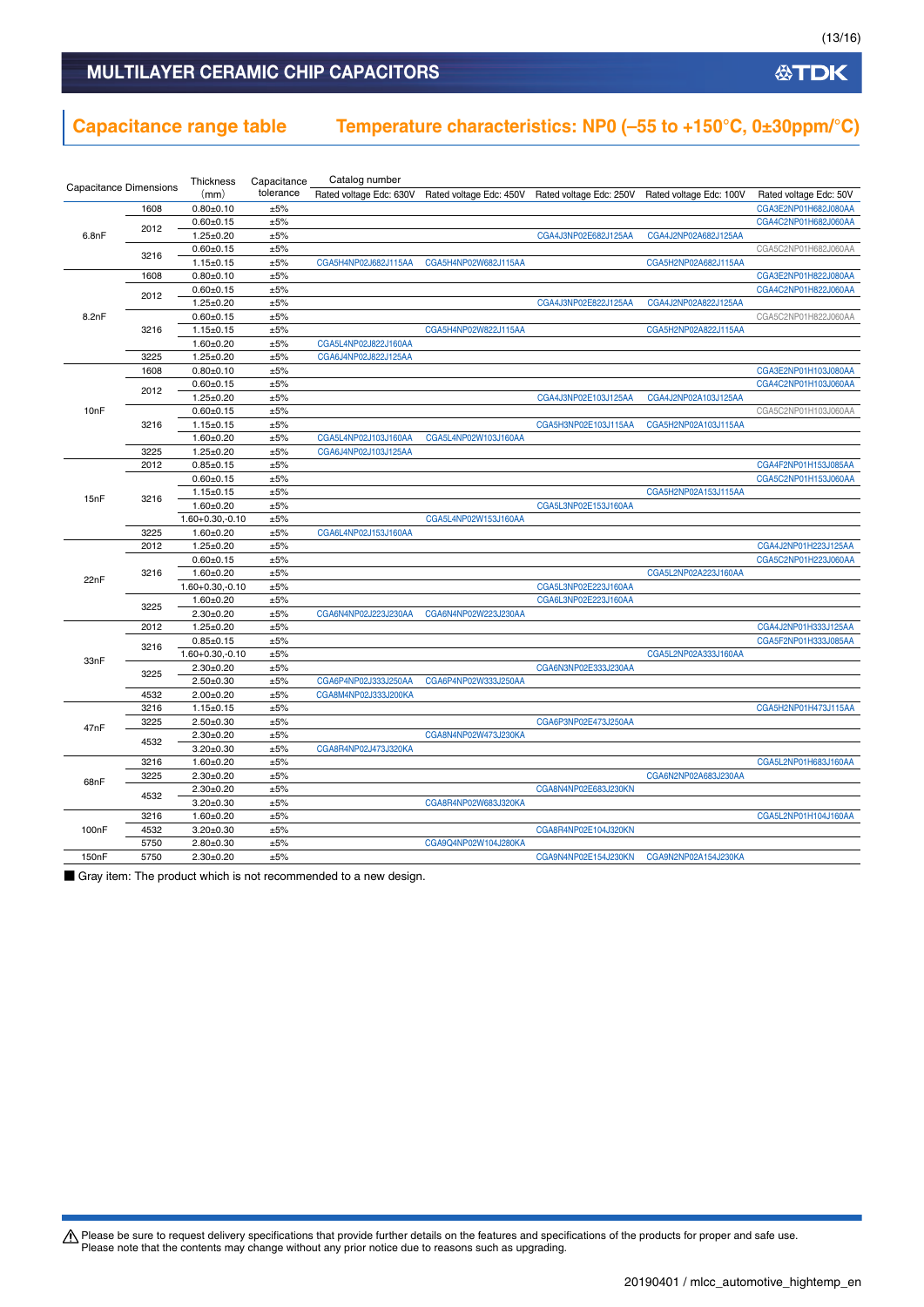## MULTILAYER CERAMIC CHIP CAPACITORS

## Capacitance range table Temperature characteristics: NP0 (–55 to +150°C, 0±30ppm/°C)

| Capacitance | Dimensions | Thickness (mm) | Capacitance tolerance | Catalog number | | | | |
|---|---|---|---|---|---|---|---|---|
| | | | | Rated voltage Edc: 630V | Rated voltage Edc: 450V | Rated voltage Edc: 250V | Rated voltage Edc: 100V | Rated voltage Edc: 50V |
| 6.8nF | 1608 | 0.80±0.10 | ±5% | | | | | CGA3E2NP01H682J080AA |
| | 2012 | 0.60±0.15 | ±5% | | | | | CGA4C2NP01H682J060AA |
| | | 1.25±0.20 | ±5% | | | CGA4J3NP02E682J125AA | CGA4J2NP02A682J125AA | |
| | 3216 | 0.60±0.15 | ±5% | | | | | CGA5C2NP01H682J060AA |
| | | 1.15±0.15 | ±5% | CGA5H4NP02J682J115AA | CGA5H4NP02W682J115AA | | CGA5H2NP02A682J115AA | |
| 8.2nF | 1608 | 0.80±0.10 | ±5% | | | | | CGA3E2NP01H822J080AA |
| | 2012 | 0.60±0.15 | ±5% | | | | | CGA4C2NP01H822J060AA |
| | | 1.25±0.20 | ±5% | | | CGA4J3NP02E822J125AA | CGA4J2NP02A822J125AA | |
| | 3216 | 0.60±0.15 | ±5% | | | | | CGA5C2NP01H822J060AA |
| | | 1.15±0.15 | ±5% | | CGA5H4NP02W822J115AA | | CGA5H2NP02A822J115AA | |
| | | 1.60±0.20 | ±5% | CGA5L4NP02J822J160AA | | | | |
| | 3225 | 1.25±0.20 | ±5% | CGA6J4NP02J822J125AA | | | | |
| 10nF | 1608 | 0.80±0.10 | ±5% | | | | | CGA3E2NP01H103J080AA |
| | 2012 | 0.60±0.15 | ±5% | | | | | CGA4C2NP01H103J060AA |
| | | 1.25±0.20 | ±5% | | | CGA4J3NP02E103J125AA | CGA4J2NP02A103J125AA | |
| | 3216 | 0.60±0.15 | ±5% | | | | | CGA5C2NP01H103J060AA |
| | | 1.15±0.15 | ±5% | | | CGA5H3NP02E103J115AA | CGA5H2NP02A103J115AA | |
| | | 1.60±0.20 | ±5% | CGA5L4NP02J103J160AA | CGA5L4NP02W103J160AA | | | |
| | 3225 | 1.25±0.20 | ±5% | CGA6J4NP02J103J125AA | | | | |
| 15nF | 2012 | 0.85±0.15 | ±5% | | | | | CGA4F2NP01H153J085AA |
| | 3216 | 0.60±0.15 | ±5% | | | | | CGA5C2NP01H153J060AA |
| | | 1.15±0.15 | ±5% | | | | CGA5H2NP02A153J115AA | |
| | | 1.60±0.20 | ±5% | | | CGA5L3NP02E153J160AA | | |
| | | 1.60+0.30,-0.10 | ±5% | | CGA5L4NP02W153J160AA | | | |
| | 3225 | 1.60±0.20 | ±5% | CGA6L4NP02J153J160AA | | | | |
| 22nF | 2012 | 1.25±0.20 | ±5% | | | | | CGA4J2NP01H223J125AA |
| | 3216 | 0.60±0.15 | ±5% | | | | | CGA5C2NP01H223J060AA |
| | | 1.60±0.20 | ±5% | | | | CGA5L2NP02A223J160AA | |
| | | 1.60+0.30,-0.10 | ±5% | | | CGA5L3NP02E223J160AA | | |
| | 3225 | 1.60±0.20 | ±5% | | | CGA6L3NP02E223J160AA | | |
| | | 2.30±0.20 | ±5% | CGA6N4NP02J223J230AA | CGA6N4NP02W223J230AA | | | |
| 33nF | 2012 | 1.25±0.20 | ±5% | | | | | CGA4J2NP01H333J125AA |
| | 3216 | 0.85±0.15 | ±5% | | | | | CGA5F2NP01H333J085AA |
| | | 1.60+0.30,-0.10 | ±5% | | | | CGA5L2NP02A333J160AA | |
| | 3225 | 2.30±0.20 | ±5% | | | CGA6N3NP02E333J230AA | | |
| | | 2.50±0.30 | ±5% | CGA6P4NP02J333J250AA | CGA6P4NP02W333J250AA | | | |
| | 4532 | 2.00±0.20 | ±5% | CGA8M4NP02J333J200KA | | | | |
| 47nF | 3216 | 1.15±0.15 | ±5% | | | | | CGA5H2NP01H473J115AA |
| | 3225 | 2.50±0.30 | ±5% | | | CGA6P3NP02E473J250AA | | |
| | 4532 | 2.30±0.20 | ±5% | | CGA8N4NP02W473J230KA | | | |
| | | 3.20±0.30 | ±5% | CGA8R4NP02J473J320KA | | | | |
| 68nF | 3216 | 1.60±0.20 | ±5% | | | | | CGA5L2NP01H683J160AA |
| | 3225 | 2.30±0.20 | ±5% | | | | CGA6N2NP02A683J230AA | |
| | 4532 | 2.30±0.20 | ±5% | | | CGA8N4NP02E683J230KN | | |
| | | 3.20±0.30 | ±5% | | CGA8R4NP02W683J320KA | | | |
| 100nF | 3216 | 1.60±0.20 | ±5% | | | | | CGA5L2NP01H104J160AA |
| | 4532 | 3.20±0.30 | ±5% | | | CGA8R4NP02E104J320KN | | |
| | 5750 | 2.80±0.30 | ±5% | | CGA9Q4NP02W104J280KA | | | |
| 150nF | 5750 | 2.30±0.20 | ±5% | | | CGA9N4NP02E154J230KN | CGA9N2NP02A154J230KA | |

■ Gray item: The product which is not recommended to a new design.

⚠ Please be sure to request delivery specifications that provide further details on the features and specifications of the products for proper and safe use.
Please note that the contents may change without any prior notice due to reasons such as upgrading.

20190401 / mlcc_automotive_hightemp_en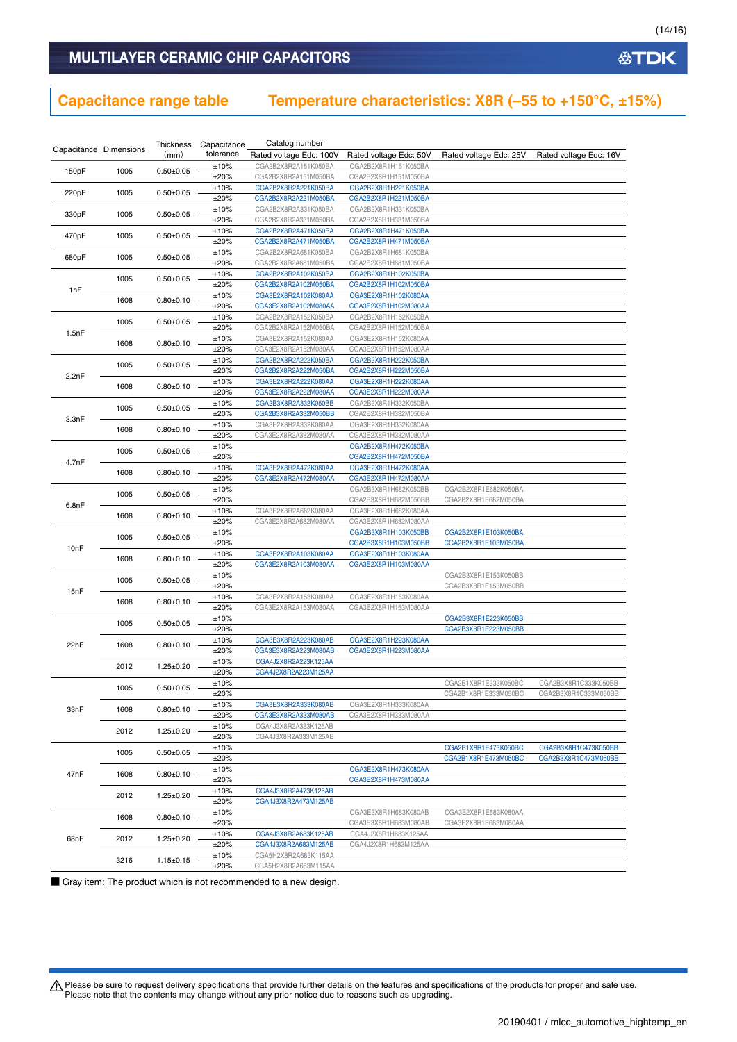# MULTILAYER CERAMIC CHIP CAPACITORS

## Capacitance range table　Temperature characteristics: X8R (–55 to +150°C, ±15%)

| Capacitance | Dimensions | Thickness (mm) | Capacitance tolerance | Catalog number Rated voltage Edc: 100V | Rated voltage Edc: 50V | Rated voltage Edc: 25V | Rated voltage Edc: 16V |
|---|---|---|---|---|---|---|---|
| 150pF | 1005 | 0.50±0.05 | ±10% | CGA2B2X8R2A151K050BA | CGA2B2X8R1H151K050BA | | |
| | | | ±20% | CGA2B2X8R2A151M050BA | CGA2B2X8R1H151M050BA | | |
| 220pF | 1005 | 0.50±0.05 | ±10% | CGA2B2X8R2A221K050BA | CGA2B2X8R1H221K050BA | | |
| | | | ±20% | CGA2B2X8R2A221M050BA | CGA2B2X8R1H221M050BA | | |
| 330pF | 1005 | 0.50±0.05 | ±10% | CGA2B2X8R2A331K050BA | CGA2B2X8R1H331K050BA | | |
| | | | ±20% | CGA2B2X8R2A331M050BA | CGA2B2X8R1H331M050BA | | |
| 470pF | 1005 | 0.50±0.05 | ±10% | CGA2B2X8R2A471K050BA | CGA2B2X8R1H471K050BA | | |
| | | | ±20% | CGA2B2X8R2A471M050BA | CGA2B2X8R1H471M050BA | | |
| 680pF | 1005 | 0.50±0.05 | ±10% | CGA2B2X8R2A681K050BA | CGA2B2X8R1H681K050BA | | |
| | | | ±20% | CGA2B2X8R2A681M050BA | CGA2B2X8R1H681M050BA | | |
| 1nF | 1005 | 0.50±0.05 | ±10% | CGA2B2X8R2A102K050BA | CGA2B2X8R1H102K050BA | | |
| | | | ±20% | CGA2B2X8R2A102M050BA | CGA2B2X8R1H102M050BA | | |
| | 1608 | 0.80±0.10 | ±10% | CGA3E2X8R2A102K080AA | CGA3E2X8R1H102K080AA | | |
| | | | ±20% | CGA3E2X8R2A102M080AA | CGA3E2X8R1H102M080AA | | |
| 1.5nF | 1005 | 0.50±0.05 | ±10% | CGA2B2X8R2A152K050BA | CGA2B2X8R1H152K050BA | | |
| | | | ±20% | CGA2B2X8R2A152M050BA | CGA2B2X8R1H152M050BA | | |
| | 1608 | 0.80±0.10 | ±10% | CGA3E2X8R2A152K080AA | CGA3E2X8R1H152K080AA | | |
| | | | ±20% | CGA3E2X8R2A152M080AA | CGA3E2X8R1H152M080AA | | |
| 2.2nF | 1005 | 0.50±0.05 | ±10% | CGA2B2X8R2A222K050BA | CGA2B2X8R1H222K050BA | | |
| | | | ±20% | CGA2B2X8R2A222M050BA | CGA2B2X8R1H222M050BA | | |
| | 1608 | 0.80±0.10 | ±10% | CGA3E2X8R2A222K080AA | CGA3E2X8R1H222K080AA | | |
| | | | ±20% | CGA3E2X8R2A222M080AA | CGA3E2X8R1H222M080AA | | |
| 3.3nF | 1005 | 0.50±0.05 | ±10% | CGA2B3X8R2A332K050BB | CGA2B2X8R1H332K050BA | | |
| | | | ±20% | CGA2B3X8R2A332M050BB | CGA2B2X8R1H332M050BA | | |
| | 1608 | 0.80±0.10 | ±10% | CGA3E2X8R2A332K080AA | CGA3E2X8R1H332K080AA | | |
| | | | ±20% | CGA3E2X8R2A332M080AA | CGA3E2X8R1H332M080AA | | |
| 4.7nF | 1005 | 0.50±0.05 | ±10% | | CGA2B2X8R1H472K050BA | | |
| | | | ±20% | | CGA2B2X8R1H472M050BA | | |
| | 1608 | 0.80±0.10 | ±10% | CGA3E2X8R2A472K080AA | CGA3E2X8R1H472K080AA | | |
| | | | ±20% | CGA3E2X8R2A472M080AA | CGA3E2X8R1H472M080AA | | |
| 6.8nF | 1005 | 0.50±0.05 | ±10% | | CGA2B3X8R1H682K050BB | CGA2B2X8R1E682K050BA | |
| | | | ±20% | | CGA2B3X8R1H682M050BB | CGA2B2X8R1E682M050BA | |
| | 1608 | 0.80±0.10 | ±10% | CGA3E2X8R2A682K080AA | CGA3E2X8R1H682K080AA | | |
| | | | ±20% | CGA3E2X8R2A682M080AA | CGA3E2X8R1H682M080AA | | |
| 10nF | 1005 | 0.50±0.05 | ±10% | | CGA2B3X8R1H103K050BB | CGA2B2X8R1E103K050BA | |
| | | | ±20% | | CGA2B3X8R1H103M050BB | CGA2B2X8R1E103M050BA | |
| | 1608 | 0.80±0.10 | ±10% | CGA3E2X8R2A103K080AA | CGA3E2X8R1H103K080AA | | |
| | | | ±20% | CGA3E2X8R2A103M080AA | CGA3E2X8R1H103M080AA | | |
| 15nF | 1005 | 0.50±0.05 | ±10% | | | CGA2B3X8R1E153K050BB | |
| | | | ±20% | | | CGA2B3X8R1E153M050BB | |
| | 1608 | 0.80±0.10 | ±10% | CGA3E2X8R2A153K080AA | CGA3E2X8R1H153K080AA | | |
| | | | ±20% | CGA3E2X8R2A153M080AA | CGA3E2X8R1H153M080AA | | |
| 22nF | 1005 | 0.50±0.05 | ±10% | | | CGA2B3X8R1E223K050BB | |
| | | | ±20% | | | CGA2B3X8R1E223M050BB | |
| | 1608 | 0.80±0.10 | ±10% | CGA3E3X8R2A223K080AB | CGA3E2X8R1H223K080AA | | |
| | | | ±20% | CGA3E3X8R2A223M080AB | CGA3E2X8R1H223M080AA | | |
| | 2012 | 1.25±0.20 | ±10% | CGA4J2X8R2A223K125AA | | | |
| | | | ±20% | CGA4J2X8R2A223M125AA | | | |
| 33nF | 1005 | 0.50±0.05 | ±10% | | | CGA2B1X8R1E333K050BC | CGA2B3X8R1C333K050BB |
| | | | ±20% | | | CGA2B1X8R1E333M050BC | CGA2B3X8R1C333M050BB |
| | 1608 | 0.80±0.10 | ±10% | CGA3E3X8R2A333K080AB | CGA3E2X8R1H333K080AA | | |
| | | | ±20% | CGA3E3X8R2A333M080AB | CGA3E2X8R1H333M080AA | | |
| | 2012 | 1.25±0.20 | ±10% | CGA4J3X8R2A333K125AB | | | |
| | | | ±20% | CGA4J3X8R2A333M125AB | | | |
| 47nF | 1005 | 0.50±0.05 | ±10% | | | CGA2B1X8R1E473K050BC | CGA2B3X8R1C473K050BB |
| | | | ±20% | | | CGA2B1X8R1E473M050BC | CGA2B3X8R1C473M050BB |
| | 1608 | 0.80±0.10 | ±10% | | CGA3E2X8R1H473K080AA | | |
| | | | ±20% | | CGA3E2X8R1H473M080AA | | |
| | 2012 | 1.25±0.20 | ±10% | CGA4J3X8R2A473K125AB | | | |
| | | | ±20% | CGA4J3X8R2A473M125AB | | | |
| 68nF | 1608 | 0.80±0.10 | ±10% | | CGA3E3X8R1H683K080AB | CGA3E2X8R1E683K080AA | |
| | | | ±20% | | CGA3E3X8R1H683M080AB | CGA3E2X8R1E683M080AA | |
| | 2012 | 1.25±0.20 | ±10% | CGA4J3X8R2A683K125AB | CGA4J2X8R1H683K125AA | | |
| | | | ±20% | CGA4J3X8R2A683M125AB | CGA4J2X8R1H683M125AA | | |
| | 3216 | 1.15±0.15 | ±10% | CGA5H2X8R2A683K115AA | | | |
| | | | ±20% | CGA5H2X8R2A683M115AA | | | |

■ Gray item: The product which is not recommended to a new design.

⚠ Please be sure to request delivery specifications that provide further details on the features and specifications of the products for proper and safe use.
Please note that the contents may change without any prior notice due to reasons such as upgrading.

20190401 / mlcc_automotive_hightemp_en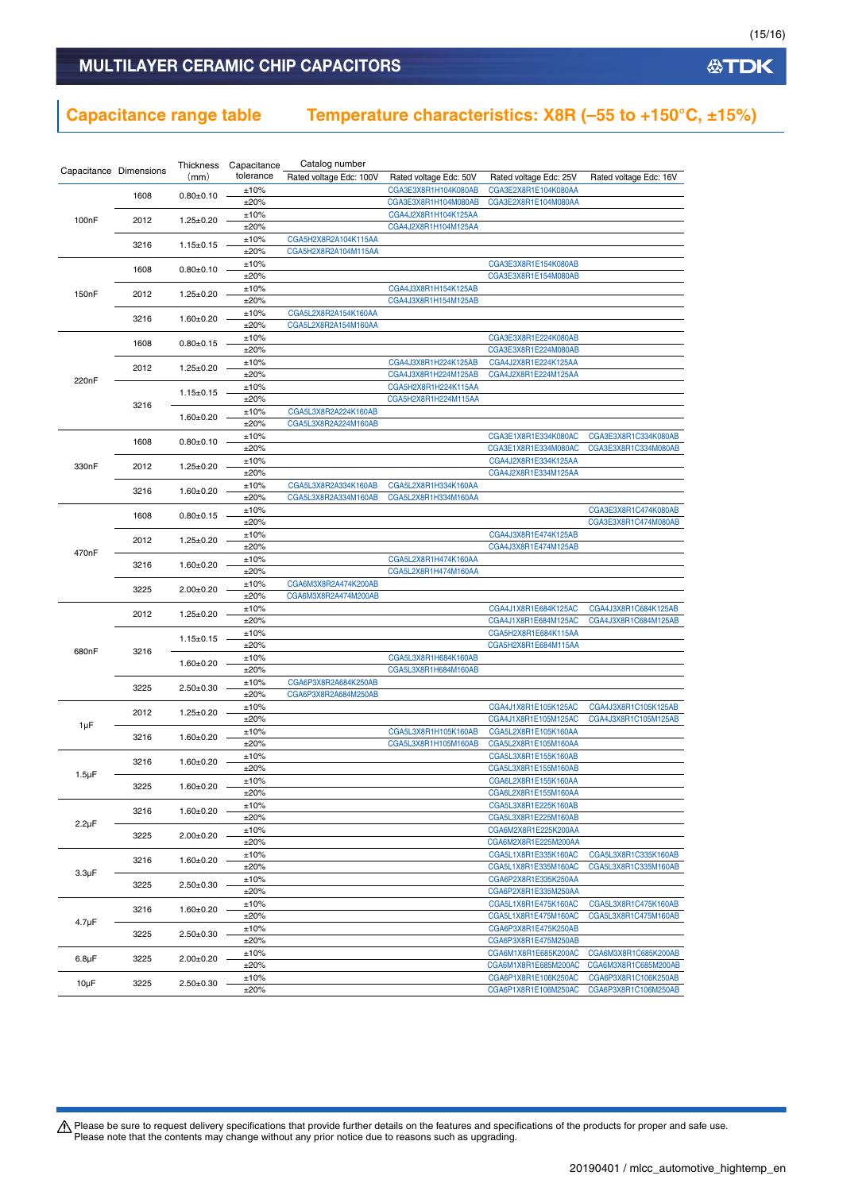# MULTILAYER CERAMIC CHIP CAPACITORS

## Capacitance range table

## Temperature characteristics: X8R (–55 to +150°C, ±15%)

| Capacitance | Dimensions | Thickness (mm) | Capacitance tolerance | Catalog number Rated voltage Edc: 100V | Rated voltage Edc: 50V | Rated voltage Edc: 25V | Rated voltage Edc: 16V |
|---|---|---|---|---|---|---|---|
| 100nF | 1608 | 0.80±0.10 | ±10% | | CGA3E3X8R1H104K080AB | CGA3E2X8R1E104K080AA | |
| | | | ±20% | | CGA3E3X8R1H104M080AB | CGA3E2X8R1E104M080AA | |
| | 2012 | 1.25±0.20 | ±10% | | CGA4J2X8R1H104K125AA | | |
| | | | ±20% | | CGA4J2X8R1H104M125AA | | |
| | 3216 | 1.15±0.15 | ±10% | CGA5H2X8R2A104K115AA | | | |
| | | | ±20% | CGA5H2X8R2A104M115AA | | | |
| 150nF | 1608 | 0.80±0.10 | ±10% | | | CGA3E3X8R1E154K080AB | |
| | | | ±20% | | | CGA3E3X8R1E154M080AB | |
| | 2012 | 1.25±0.20 | ±10% | | CGA4J3X8R1H154K125AB | | |
| | | | ±20% | | CGA4J3X8R1H154M125AB | | |
| | 3216 | 1.60±0.20 | ±10% | CGA5L2X8R2A154K160AA | | | |
| | | | ±20% | CGA5L2X8R2A154M160AA | | | |
| 220nF | 1608 | 0.80±0.15 | ±10% | | | CGA3E3X8R1E224K080AB | |
| | | | ±20% | | | CGA3E3X8R1E224M080AB | |
| | 2012 | 1.25±0.20 | ±10% | | CGA4J3X8R1H224K125AB | CGA4J2X8R1E224K125AA | |
| | | | ±20% | | CGA4J3X8R1H224M125AB | CGA4J2X8R1E224M125AA | |
| | 3216 | 1.15±0.15 | ±10% | | CGA5H2X8R1H224K115AA | | |
| | | | ±20% | | CGA5H2X8R1H224M115AA | | |
| | | 1.60±0.20 | ±10% | CGA5L3X8R2A224K160AB | | | |
| | | | ±20% | CGA5L3X8R2A224M160AB | | | |
| 330nF | 1608 | 0.80±0.10 | ±10% | | | CGA3E1X8R1E334K080AC | CGA3E3X8R1C334K080AB |
| | | | ±20% | | | CGA3E1X8R1E334M080AC | CGA3E3X8R1C334M080AB |
| | 2012 | 1.25±0.20 | ±10% | | | CGA4J2X8R1E334K125AA | |
| | | | ±20% | | | CGA4J2X8R1E334M125AA | |
| | 3216 | 1.60±0.20 | ±10% | CGA5L3X8R2A334K160AB | CGA5L2X8R1H334K160AA | | |
| | | | ±20% | CGA5L3X8R2A334M160AB | CGA5L2X8R1H334M160AA | | |
| 470nF | 1608 | 0.80±0.15 | ±10% | | | | CGA3E3X8R1C474K080AB |
| | | | ±20% | | | | CGA3E3X8R1C474M080AB |
| | 2012 | 1.25±0.20 | ±10% | | | CGA4J3X8R1E474K125AB | |
| | | | ±20% | | | CGA4J3X8R1E474M125AB | |
| | 3216 | 1.60±0.20 | ±10% | | CGA5L2X8R1H474K160AA | | |
| | | | ±20% | | CGA5L2X8R1H474M160AA | | |
| | 3225 | 2.00±0.20 | ±10% | CGA6M3X8R2A474K200AB | | | |
| | | | ±20% | CGA6M3X8R2A474M200AB | | | |
| 680nF | 2012 | 1.25±0.20 | ±10% | | | CGA4J1X8R1E684K125AC | CGA4J3X8R1C684K125AB |
| | | | ±20% | | | CGA4J1X8R1E684M125AC | CGA4J3X8R1C684M125AB |
| | 3216 | 1.15±0.15 | ±10% | | | CGA5H2X8R1E684K115AA | |
| | | | ±20% | | | CGA5H2X8R1E684M115AA | |
| | | 1.60±0.20 | ±10% | | CGA5L3X8R1H684K160AB | | |
| | | | ±20% | | CGA5L3X8R1H684M160AB | | |
| | 3225 | 2.50±0.30 | ±10% | CGA6P3X8R2A684K250AB | | | |
| | | | ±20% | CGA6P3X8R2A684M250AB | | | |
| 1µF | 2012 | 1.25±0.20 | ±10% | | | CGA4J1X8R1E105K125AC | CGA4J3X8R1C105K125AB |
| | | | ±20% | | | CGA4J1X8R1E105M125AC | CGA4J3X8R1C105M125AB |
| | 3216 | 1.60±0.20 | ±10% | | CGA5L3X8R1H105K160AB | CGA5L2X8R1E105K160AA | |
| | | | ±20% | | CGA5L3X8R1H105M160AB | CGA5L2X8R1E105M160AA | |
| 1.5µF | 3216 | 1.60±0.20 | ±10% | | | CGA5L3X8R1E155K160AB | |
| | | | ±20% | | | CGA5L3X8R1E155M160AB | |
| | 3225 | 1.60±0.20 | ±10% | | | CGA6L2X8R1E155K160AA | |
| | | | ±20% | | | CGA6L2X8R1E155M160AA | |
| 2.2µF | 3216 | 1.60±0.20 | ±10% | | | CGA5L3X8R1E225K160AB | |
| | | | ±20% | | | CGA5L3X8R1E225M160AB | |
| | 3225 | 2.00±0.20 | ±10% | | | CGA6M2X8R1E225K200AA | |
| | | | ±20% | | | CGA6M2X8R1E225M200AA | |
| 3.3µF | 3216 | 1.60±0.20 | ±10% | | | CGA5L1X8R1E335K160AC | CGA5L3X8R1C335K160AB |
| | | | ±20% | | | CGA5L1X8R1E335M160AC | CGA5L3X8R1C335M160AB |
| | 3225 | 2.50±0.30 | ±10% | | | CGA6P2X8R1E335K250AA | |
| | | | ±20% | | | CGA6P2X8R1E335M250AA | |
| 4.7µF | 3216 | 1.60±0.20 | ±10% | | | CGA5L1X8R1E475K160AC | CGA5L3X8R1C475K160AB |
| | | | ±20% | | | CGA5L1X8R1E475M160AC | CGA5L3X8R1C475M160AB |
| | 3225 | 2.50±0.30 | ±10% | | | CGA6P3X8R1E475K250AB | |
| | | | ±20% | | | CGA6P3X8R1E475M250AB | |
| 6.8µF | 3225 | 2.00±0.20 | ±10% | | | CGA6M1X8R1E685K200AC | CGA6M3X8R1C685K200AB |
| | | | ±20% | | | CGA6M1X8R1E685M200AC | CGA6M3X8R1C685M200AB |
| 10µF | 3225 | 2.50±0.30 | ±10% | | | CGA6P1X8R1E106K250AC | CGA6P3X8R1C106K250AB |
| | | | ±20% | | | CGA6P1X8R1E106M250AC | CGA6P3X8R1C106M250AB |

⚠ Please be sure to request delivery specifications that provide further details on the features and specifications of the products for proper and safe use.
Please note that the contents may change without any prior notice due to reasons such as upgrading.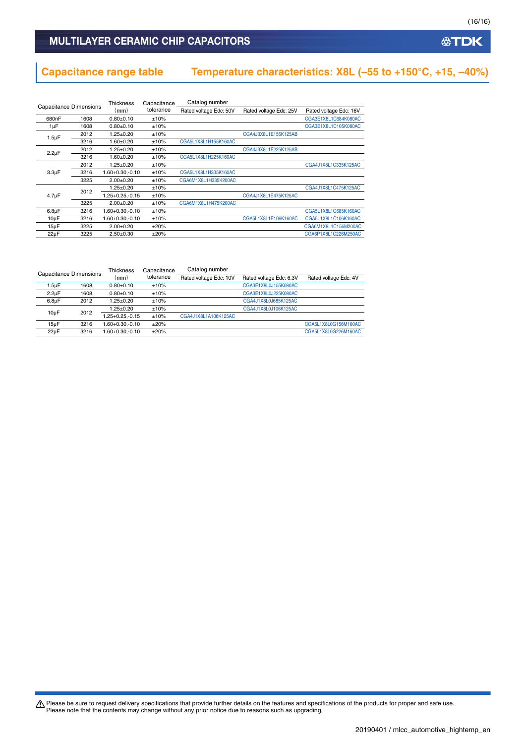## Capacitance range table    Temperature characteristics: X8L (–55 to +150°C, +15, –40%)

| Capacitance | Dimensions | Thickness (mm) | Capacitance tolerance | Catalog number | | |
|---|---|---|---|---|---|---|
| | | | | Rated voltage Edc: 50V | Rated voltage Edc: 25V | Rated voltage Edc: 16V |
| 680nF | 1608 | 0.80±0.10 | ±10% | | | CGA3E1X8L1C684K080AC |
| 1µF | 1608 | 0.80±0.10 | ±10% | | | CGA3E1X8L1C105K080AC |
| 1.5µF | 2012 | 1.25±0.20 | ±10% | | CGA4J3X8L1E155K125AB | |
| | 3216 | 1.60±0.20 | ±10% | CGA5L1X8L1H155K160AC | | |
| 2.2µF | 2012 | 1.25±0.20 | ±10% | | CGA4J3X8L1E225K125AB | |
| | 3216 | 1.60±0.20 | ±10% | CGA5L1X8L1H225K160AC | | |
| 3.3µF | 2012 | 1.25±0.20 | ±10% | | | CGA4J1X8L1C335K125AC |
| | 3216 | 1.60+0.30,-0.10 | ±10% | CGA5L1X8L1H335K160AC | | |
| | 3225 | 2.00±0.20 | ±10% | CGA6M1X8L1H335K200AC | | |
| 4.7µF | 2012 | 1.25±0.20 | ±10% | | | CGA4J1X8L1C475K125AC |
| | | 1.25+0.25,-0.15 | ±10% | | CGA4J1X8L1E475K125AC | |
| | 3225 | 2.00±0.20 | ±10% | CGA6M1X8L1H475K200AC | | |
| 6.8µF | 3216 | 1.60+0.30,-0.10 | ±10% | | | CGA5L1X8L1C685K160AC |
| 10µF | 3216 | 1.60+0.30,-0.10 | ±10% | | CGA5L1X8L1E106K160AC | CGA5L1X8L1C106K160AC |
| 15µF | 3225 | 2.00±0.20 | ±20% | | | CGA6M1X8L1C156M200AC |
| 22µF | 3225 | 2.50±0.30 | ±20% | | | CGA6P1X8L1C226M250AC |

| Capacitance | Dimensions | Thickness (mm) | Capacitance tolerance | Catalog number | | |
|---|---|---|---|---|---|---|
| | | | | Rated voltage Edc: 10V | Rated voltage Edc: 6.3V | Rated voltage Edc: 4V |
| 1.5µF | 1608 | 0.80±0.10 | ±10% | | CGA3E1X8L0J155K080AC | |
| 2.2µF | 1608 | 0.80±0.10 | ±10% | | CGA3E1X8L0J225K080AC | |
| 6.8µF | 2012 | 1.25±0.20 | ±10% | | CGA4J1X8L0J685K125AC | |
| 10µF | 2012 | 1.25±0.20 | ±10% | | CGA4J1X8L0J106K125AC | |
| | | 1.25+0.25,-0.15 | ±10% | CGA4J1X8L1A106K125AC | | |
| 15µF | 3216 | 1.60+0.30,-0.10 | ±20% | | | CGA5L1X8L0G156M160AC |
| 22µF | 3216 | 1.60+0.30,-0.10 | ±20% | | | CGA5L1X8L0G226M160AC |

⚠ Please be sure to request delivery specifications that provide further details on the features and specifications of the products for proper and safe use.
Please note that the contents may change without any prior notice due to reasons such as upgrading.